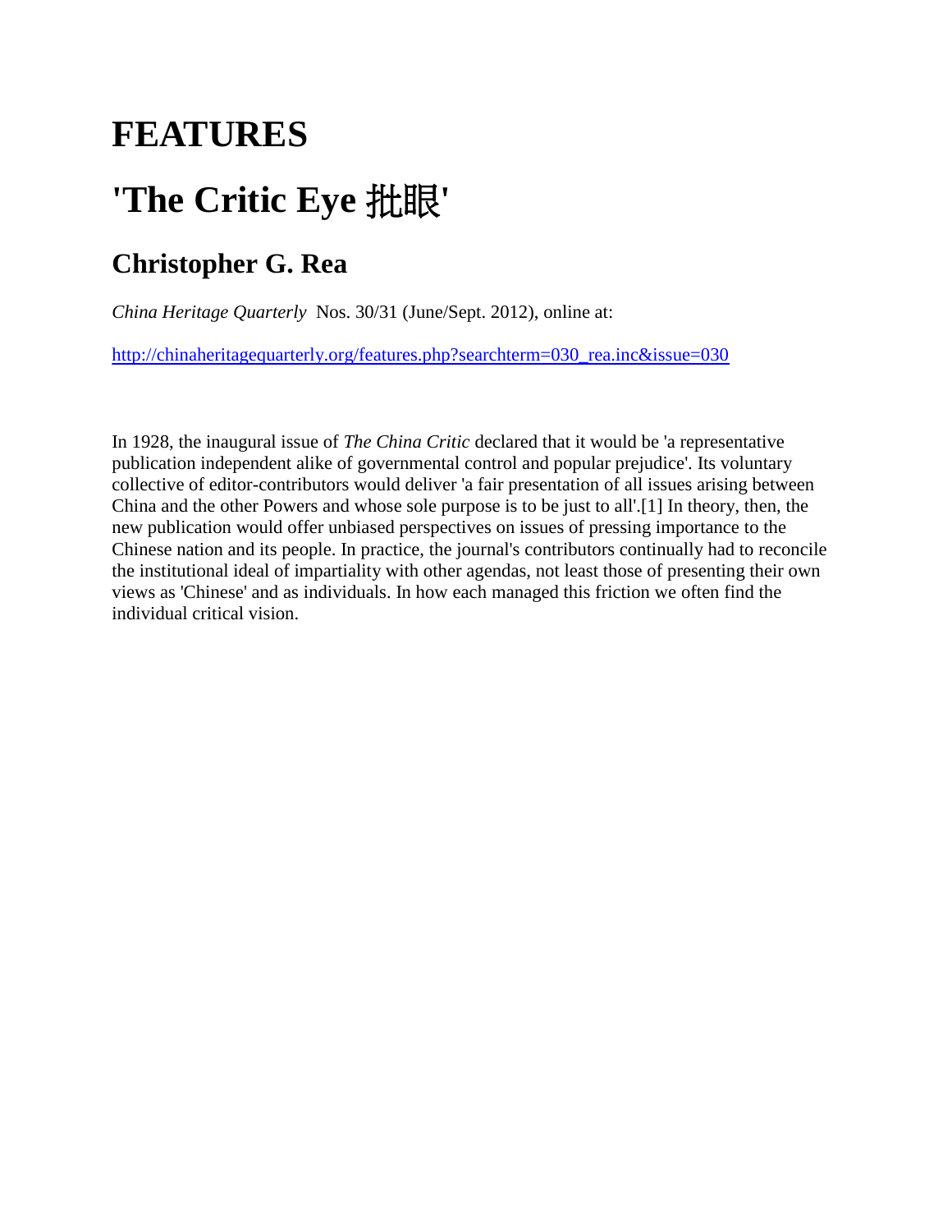# FEATURES

# 'The Critic Eye 批眼'

## Christopher G. Rea

*China Heritage Quarterly* Nos. 30/31 (June/Sept. 2012), online at:

http://chinaheritagequarterly.org/features.php?searchterm=030_rea.inc&issue=030

In 1928, the inaugural issue of *The China Critic* declared that it would be 'a representative publication independent alike of governmental control and popular prejudice'. Its voluntary collective of editor-contributors would deliver 'a fair presentation of all issues arising between China and the other Powers and whose sole purpose is to be just to all'.[1] In theory, then, the new publication would offer unbiased perspectives on issues of pressing importance to the Chinese nation and its people. In practice, the journal's contributors continually had to reconcile the institutional ideal of impartiality with other agendas, not least those of presenting their own views as 'Chinese' and as individuals. In how each managed this friction we often find the individual critical vision.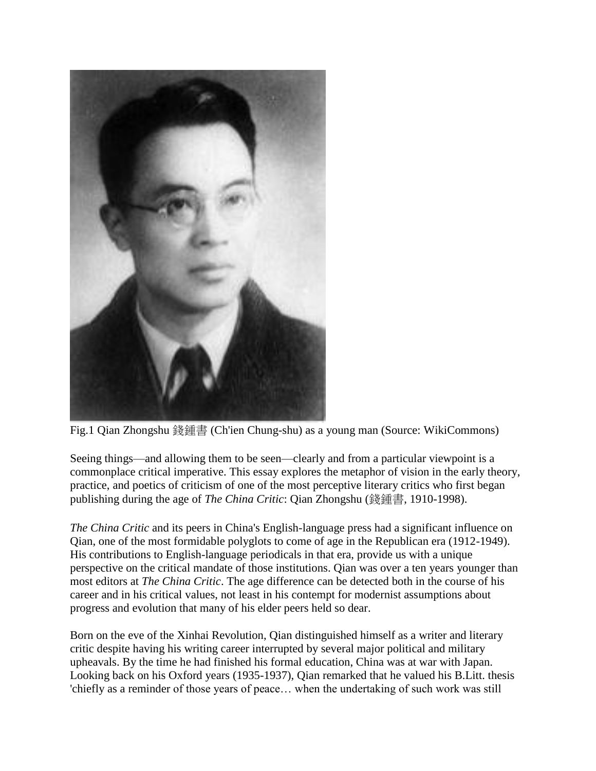Fig.1 Qian Zhongshu 錢鍾書 (Ch'ien Chung-shu) as a young man (Source: WikiCommons)

Seeing things—and allowing them to be seen—clearly and from a particular viewpoint is a commonplace critical imperative. This essay explores the metaphor of vision in the early theory, practice, and poetics of criticism of one of the most perceptive literary critics who first began publishing during the age of *The China Critic*: Qian Zhongshu (錢鍾書, 1910-1998).

*The China Critic* and its peers in China's English-language press had a significant influence on Qian, one of the most formidable polyglots to come of age in the Republican era (1912-1949). His contributions to English-language periodicals in that era, provide us with a unique perspective on the critical mandate of those institutions. Qian was over a ten years younger than most editors at *The China Critic*. The age difference can be detected both in the course of his career and in his critical values, not least in his contempt for modernist assumptions about progress and evolution that many of his elder peers held so dear.

Born on the eve of the Xinhai Revolution, Qian distinguished himself as a writer and literary critic despite having his writing career interrupted by several major political and military upheavals. By the time he had finished his formal education, China was at war with Japan. Looking back on his Oxford years (1935-1937), Qian remarked that he valued his B.Litt. thesis 'chiefly as a reminder of those years of peace… when the undertaking of such work was still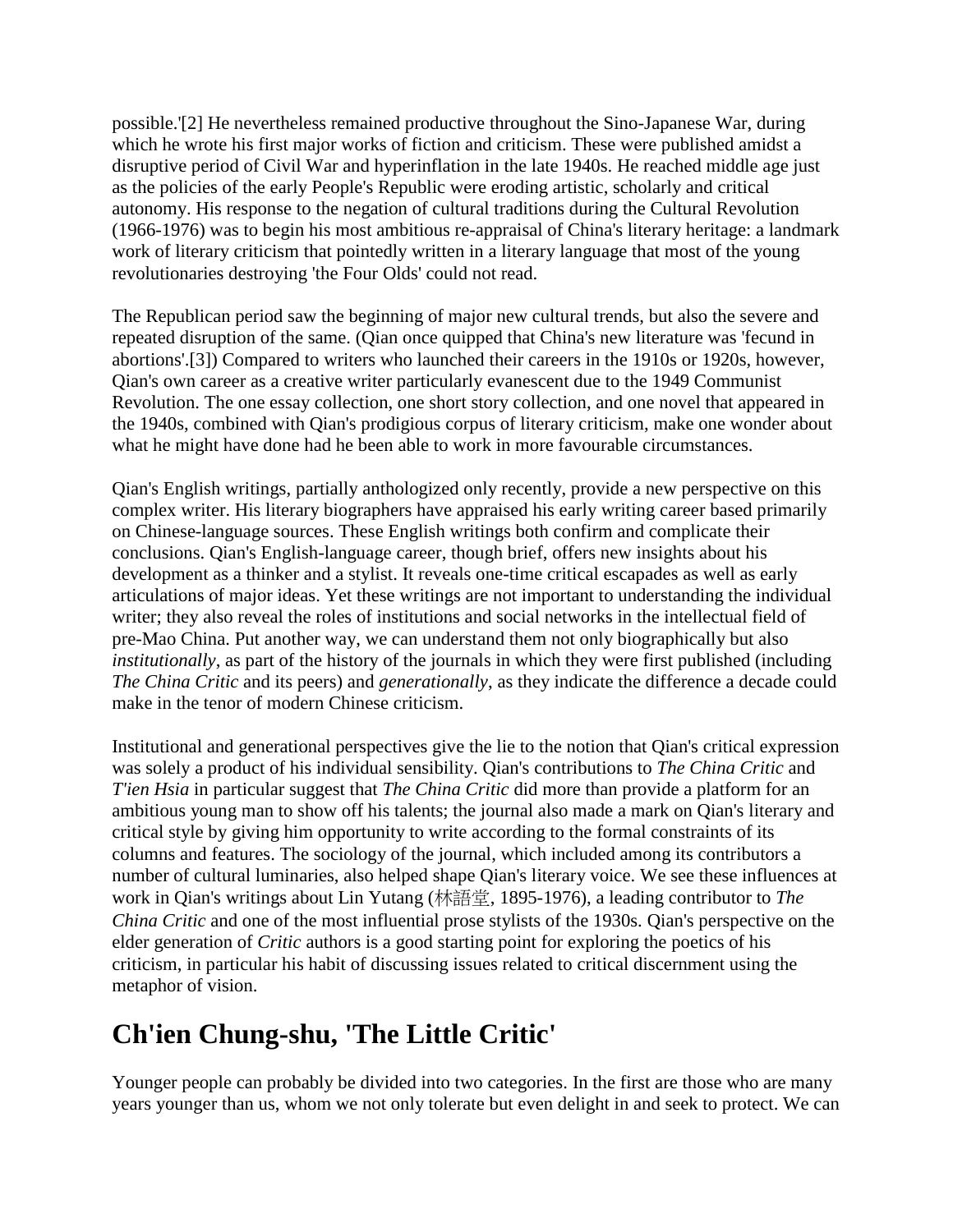possible.'[2] He nevertheless remained productive throughout the Sino-Japanese War, during which he wrote his first major works of fiction and criticism. These were published amidst a disruptive period of Civil War and hyperinflation in the late 1940s. He reached middle age just as the policies of the early People's Republic were eroding artistic, scholarly and critical autonomy. His response to the negation of cultural traditions during the Cultural Revolution (1966-1976) was to begin his most ambitious re-appraisal of China's literary heritage: a landmark work of literary criticism that pointedly written in a literary language that most of the young revolutionaries destroying 'the Four Olds' could not read.

The Republican period saw the beginning of major new cultural trends, but also the severe and repeated disruption of the same. (Qian once quipped that China's new literature was 'fecund in abortions'.[3]) Compared to writers who launched their careers in the 1910s or 1920s, however, Qian's own career as a creative writer particularly evanescent due to the 1949 Communist Revolution. The one essay collection, one short story collection, and one novel that appeared in the 1940s, combined with Qian's prodigious corpus of literary criticism, make one wonder about what he might have done had he been able to work in more favourable circumstances.

Qian's English writings, partially anthologized only recently, provide a new perspective on this complex writer. His literary biographers have appraised his early writing career based primarily on Chinese-language sources. These English writings both confirm and complicate their conclusions. Qian's English-language career, though brief, offers new insights about his development as a thinker and a stylist. It reveals one-time critical escapades as well as early articulations of major ideas. Yet these writings are not important to understanding the individual writer; they also reveal the roles of institutions and social networks in the intellectual field of pre-Mao China. Put another way, we can understand them not only biographically but also *institutionally*, as part of the history of the journals in which they were first published (including *The China Critic* and its peers) and *generationally*, as they indicate the difference a decade could make in the tenor of modern Chinese criticism.

Institutional and generational perspectives give the lie to the notion that Qian's critical expression was solely a product of his individual sensibility. Qian's contributions to *The China Critic* and *T'ien Hsia* in particular suggest that *The China Critic* did more than provide a platform for an ambitious young man to show off his talents; the journal also made a mark on Qian's literary and critical style by giving him opportunity to write according to the formal constraints of its columns and features. The sociology of the journal, which included among its contributors a number of cultural luminaries, also helped shape Qian's literary voice. We see these influences at work in Qian's writings about Lin Yutang (林語堂, 1895-1976), a leading contributor to *The China Critic* and one of the most influential prose stylists of the 1930s. Qian's perspective on the elder generation of *Critic* authors is a good starting point for exploring the poetics of his criticism, in particular his habit of discussing issues related to critical discernment using the metaphor of vision.

## Ch'ien Chung-shu, 'The Little Critic'

Younger people can probably be divided into two categories. In the first are those who are many years younger than us, whom we not only tolerate but even delight in and seek to protect. We can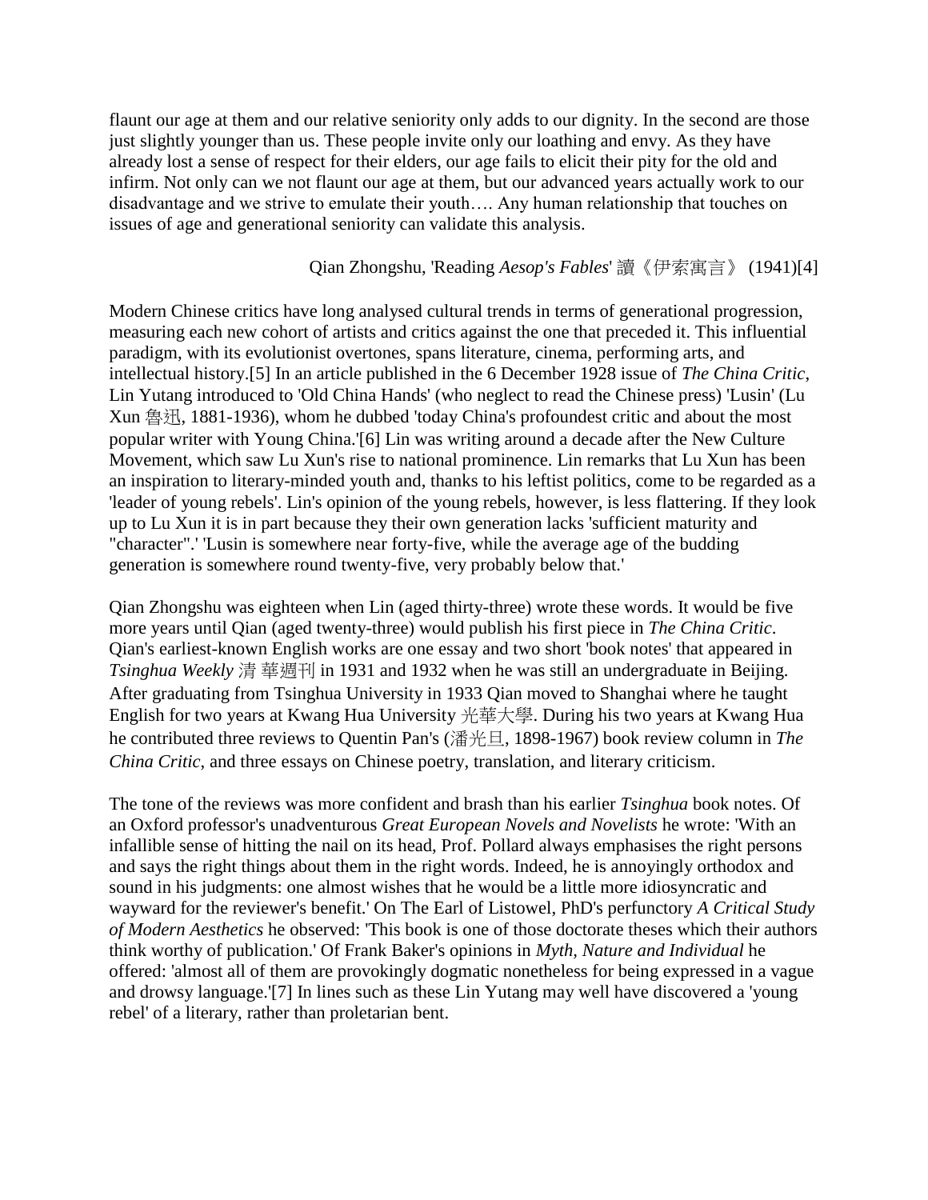flaunt our age at them and our relative seniority only adds to our dignity. In the second are those just slightly younger than us. These people invite only our loathing and envy. As they have already lost a sense of respect for their elders, our age fails to elicit their pity for the old and infirm. Not only can we not flaunt our age at them, but our advanced years actually work to our disadvantage and we strive to emulate their youth…. Any human relationship that touches on issues of age and generational seniority can validate this analysis.

Qian Zhongshu, 'Reading *Aesop's Fables*' 讀《伊索寓言》 (1941)[4]

Modern Chinese critics have long analysed cultural trends in terms of generational progression, measuring each new cohort of artists and critics against the one that preceded it. This influential paradigm, with its evolutionist overtones, spans literature, cinema, performing arts, and intellectual history.[5] In an article published in the 6 December 1928 issue of *The China Critic*, Lin Yutang introduced to 'Old China Hands' (who neglect to read the Chinese press) 'Lusin' (Lu Xun 魯迅, 1881-1936), whom he dubbed 'today China's profoundest critic and about the most popular writer with Young China.'[6] Lin was writing around a decade after the New Culture Movement, which saw Lu Xun's rise to national prominence. Lin remarks that Lu Xun has been an inspiration to literary-minded youth and, thanks to his leftist politics, come to be regarded as a 'leader of young rebels'. Lin's opinion of the young rebels, however, is less flattering. If they look up to Lu Xun it is in part because they their own generation lacks 'sufficient maturity and "character".' 'Lusin is somewhere near forty-five, while the average age of the budding generation is somewhere round twenty-five, very probably below that.'

Qian Zhongshu was eighteen when Lin (aged thirty-three) wrote these words. It would be five more years until Qian (aged twenty-three) would publish his first piece in *The China Critic*. Qian's earliest-known English works are one essay and two short 'book notes' that appeared in *Tsinghua Weekly* 清 華週刊 in 1931 and 1932 when he was still an undergraduate in Beijing. After graduating from Tsinghua University in 1933 Qian moved to Shanghai where he taught English for two years at Kwang Hua University 光華大學. During his two years at Kwang Hua he contributed three reviews to Quentin Pan's (潘光旦, 1898-1967) book review column in *The China Critic*, and three essays on Chinese poetry, translation, and literary criticism.

The tone of the reviews was more confident and brash than his earlier *Tsinghua* book notes. Of an Oxford professor's unadventurous *Great European Novels and Novelists* he wrote: 'With an infallible sense of hitting the nail on its head, Prof. Pollard always emphasises the right persons and says the right things about them in the right words. Indeed, he is annoyingly orthodox and sound in his judgments: one almost wishes that he would be a little more idiosyncratic and wayward for the reviewer's benefit.' On The Earl of Listowel, PhD's perfunctory *A Critical Study of Modern Aesthetics* he observed: 'This book is one of those doctorate theses which their authors think worthy of publication.' Of Frank Baker's opinions in *Myth, Nature and Individual* he offered: 'almost all of them are provokingly dogmatic nonetheless for being expressed in a vague and drowsy language.'[7] In lines such as these Lin Yutang may well have discovered a 'young rebel' of a literary, rather than proletarian bent.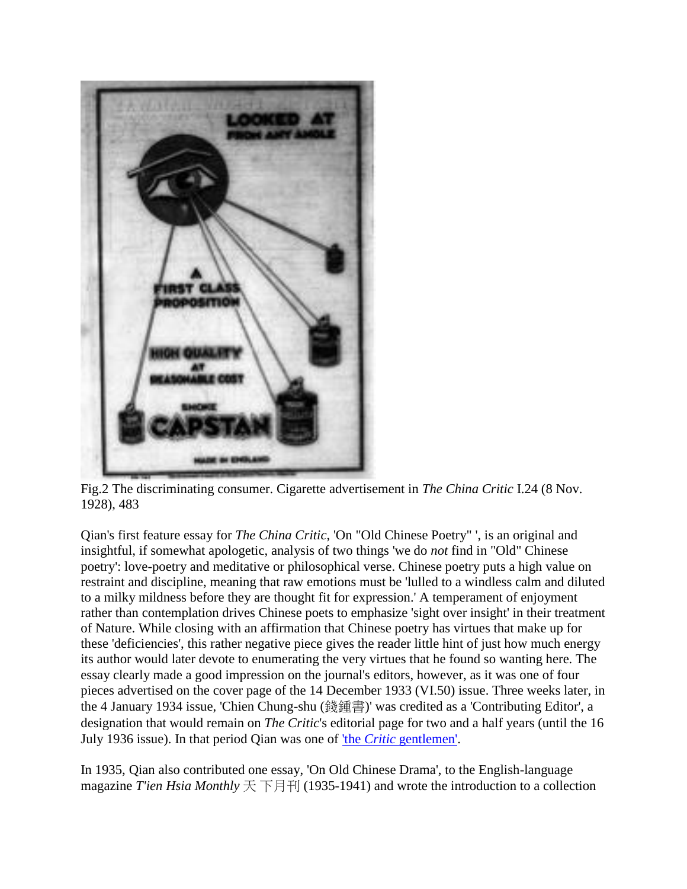Fig.2 The discriminating consumer. Cigarette advertisement in *The China Critic* I.24 (8 Nov. 1928), 483

Qian's first feature essay for *The China Critic*, 'On "Old Chinese Poetry" ', is an original and insightful, if somewhat apologetic, analysis of two things 'we do *not* find in "Old" Chinese poetry': love-poetry and meditative or philosophical verse. Chinese poetry puts a high value on restraint and discipline, meaning that raw emotions must be 'lulled to a windless calm and diluted to a milky mildness before they are thought fit for expression.' A temperament of enjoyment rather than contemplation drives Chinese poets to emphasize 'sight over insight' in their treatment of Nature. While closing with an affirmation that Chinese poetry has virtues that make up for these 'deficiencies', this rather negative piece gives the reader little hint of just how much energy its author would later devote to enumerating the very virtues that he found so wanting here. The essay clearly made a good impression on the journal's editors, however, as it was one of four pieces advertised on the cover page of the 14 December 1933 (VI.50) issue. Three weeks later, in the 4 January 1934 issue, 'Chien Chung-shu (錢鍾書)' was credited as a 'Contributing Editor', a designation that would remain on *The Critic*'s editorial page for two and a half years (until the 16 July 1936 issue). In that period Qian was one of 'the *Critic* gentlemen'.

In 1935, Qian also contributed one essay, 'On Old Chinese Drama', to the English-language magazine *T'ien Hsia Monthly* 天 下月刊 (1935-1941) and wrote the introduction to a collection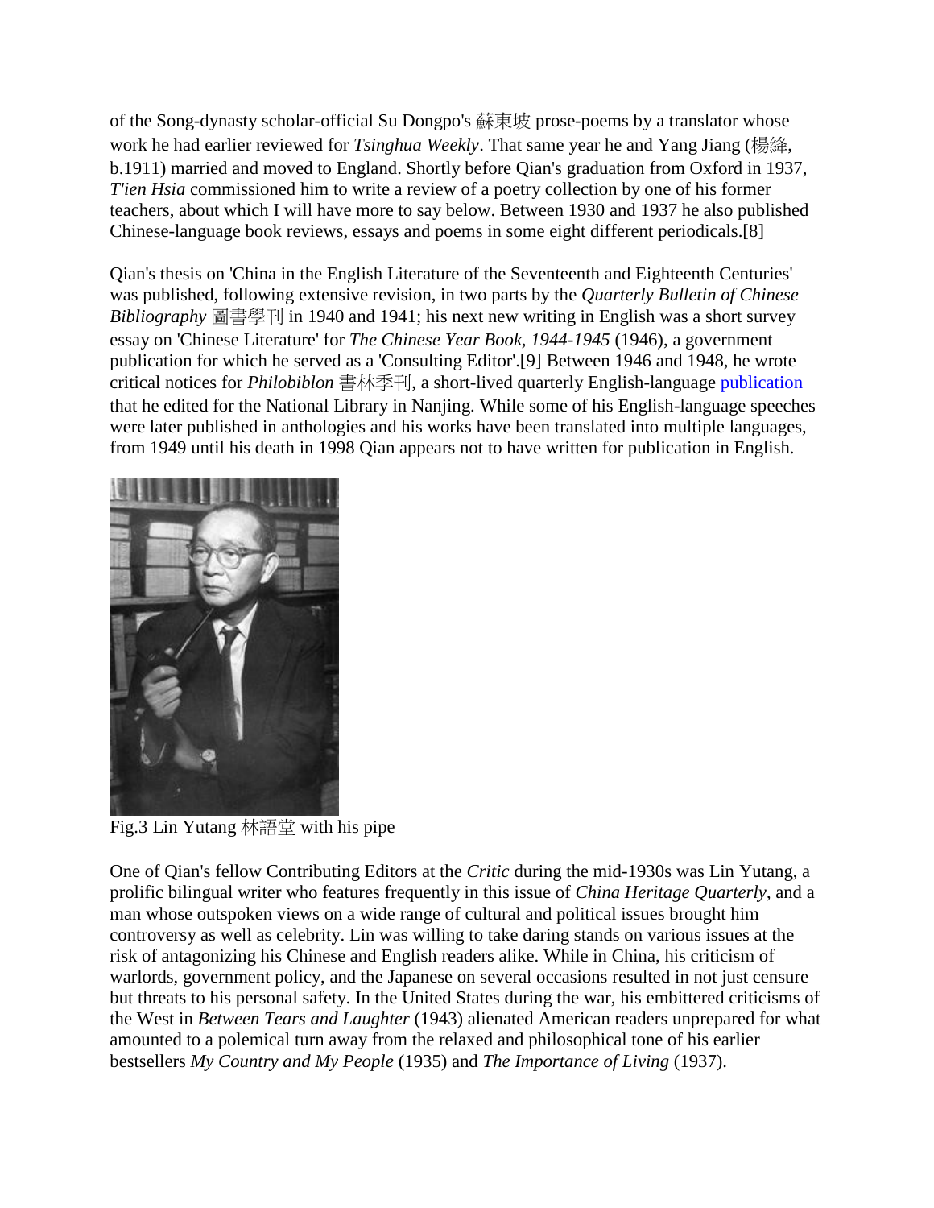of the Song-dynasty scholar-official Su Dongpo's 蘇東坡 prose-poems by a translator whose work he had earlier reviewed for *Tsinghua Weekly*. That same year he and Yang Jiang (楊絳, b.1911) married and moved to England. Shortly before Qian's graduation from Oxford in 1937, *T'ien Hsia* commissioned him to write a review of a poetry collection by one of his former teachers, about which I will have more to say below. Between 1930 and 1937 he also published Chinese-language book reviews, essays and poems in some eight different periodicals.[8]

Qian's thesis on 'China in the English Literature of the Seventeenth and Eighteenth Centuries' was published, following extensive revision, in two parts by the *Quarterly Bulletin of Chinese Bibliography* 圖書學刊 in 1940 and 1941; his next new writing in English was a short survey essay on 'Chinese Literature' for *The Chinese Year Book, 1944-1945* (1946), a government publication for which he served as a 'Consulting Editor'.[9] Between 1946 and 1948, he wrote critical notices for *Philobiblon* 書林季刊, a short-lived quarterly English-language publication that he edited for the National Library in Nanjing. While some of his English-language speeches were later published in anthologies and his works have been translated into multiple languages, from 1949 until his death in 1998 Qian appears not to have written for publication in English.

Fig.3 Lin Yutang 林語堂 with his pipe

One of Qian's fellow Contributing Editors at the *Critic* during the mid-1930s was Lin Yutang, a prolific bilingual writer who features frequently in this issue of *China Heritage Quarterly*, and a man whose outspoken views on a wide range of cultural and political issues brought him controversy as well as celebrity. Lin was willing to take daring stands on various issues at the risk of antagonizing his Chinese and English readers alike. While in China, his criticism of warlords, government policy, and the Japanese on several occasions resulted in not just censure but threats to his personal safety. In the United States during the war, his embittered criticisms of the West in *Between Tears and Laughter* (1943) alienated American readers unprepared for what amounted to a polemical turn away from the relaxed and philosophical tone of his earlier bestsellers *My Country and My People* (1935) and *The Importance of Living* (1937).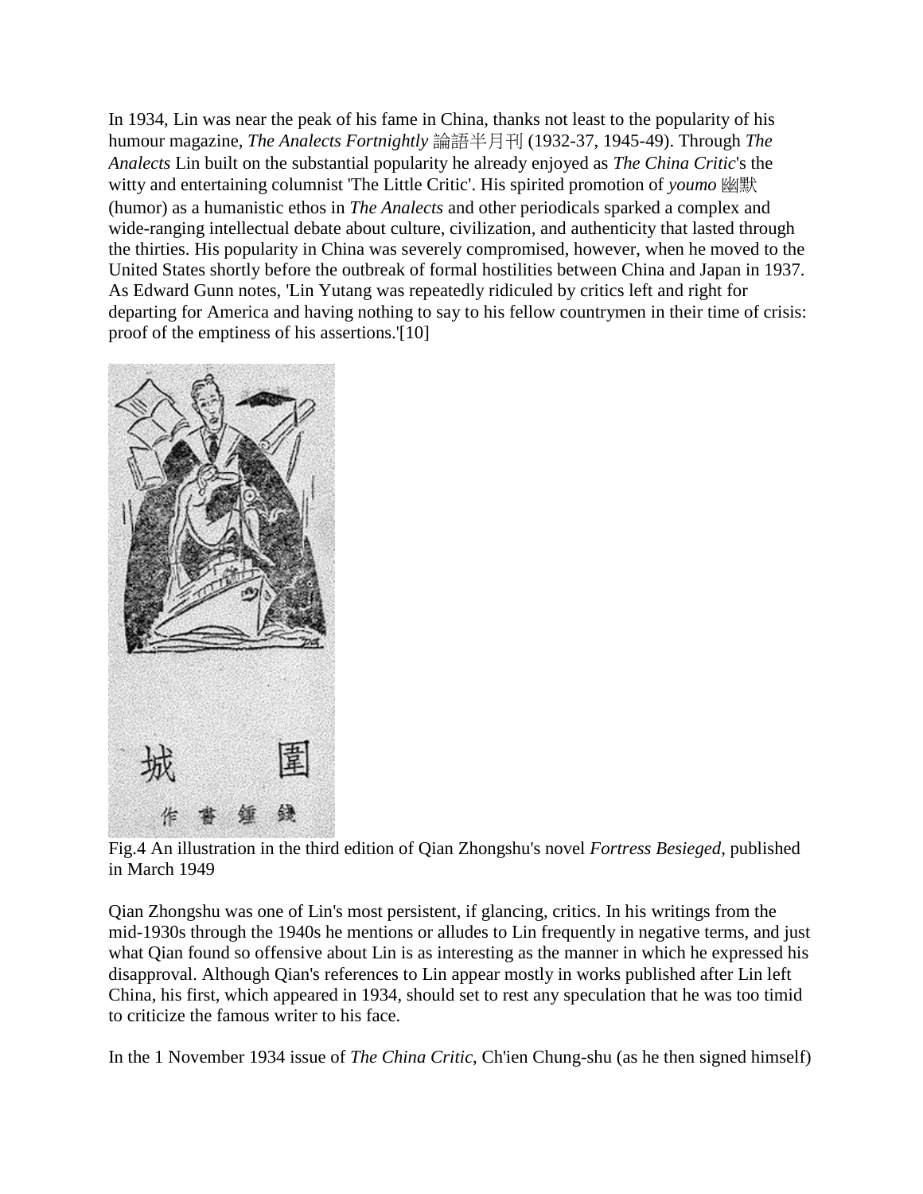In 1934, Lin was near the peak of his fame in China, thanks not least to the popularity of his humour magazine, *The Analects Fortnightly* 論語半月刊 (1932-37, 1945-49). Through *The Analects* Lin built on the substantial popularity he already enjoyed as *The China Critic*'s the witty and entertaining columnist 'The Little Critic'. His spirited promotion of *youmo* 幽默 (humor) as a humanistic ethos in *The Analects* and other periodicals sparked a complex and wide-ranging intellectual debate about culture, civilization, and authenticity that lasted through the thirties. His popularity in China was severely compromised, however, when he moved to the United States shortly before the outbreak of formal hostilities between China and Japan in 1937. As Edward Gunn notes, 'Lin Yutang was repeatedly ridiculed by critics left and right for departing for America and having nothing to say to his fellow countrymen in their time of crisis: proof of the emptiness of his assertions.'[10]

Fig.4 An illustration in the third edition of Qian Zhongshu's novel *Fortress Besieged*, published in March 1949

Qian Zhongshu was one of Lin's most persistent, if glancing, critics. In his writings from the mid-1930s through the 1940s he mentions or alludes to Lin frequently in negative terms, and just what Qian found so offensive about Lin is as interesting as the manner in which he expressed his disapproval. Although Qian's references to Lin appear mostly in works published after Lin left China, his first, which appeared in 1934, should set to rest any speculation that he was too timid to criticize the famous writer to his face.

In the 1 November 1934 issue of *The China Critic*, Ch'ien Chung-shu (as he then signed himself)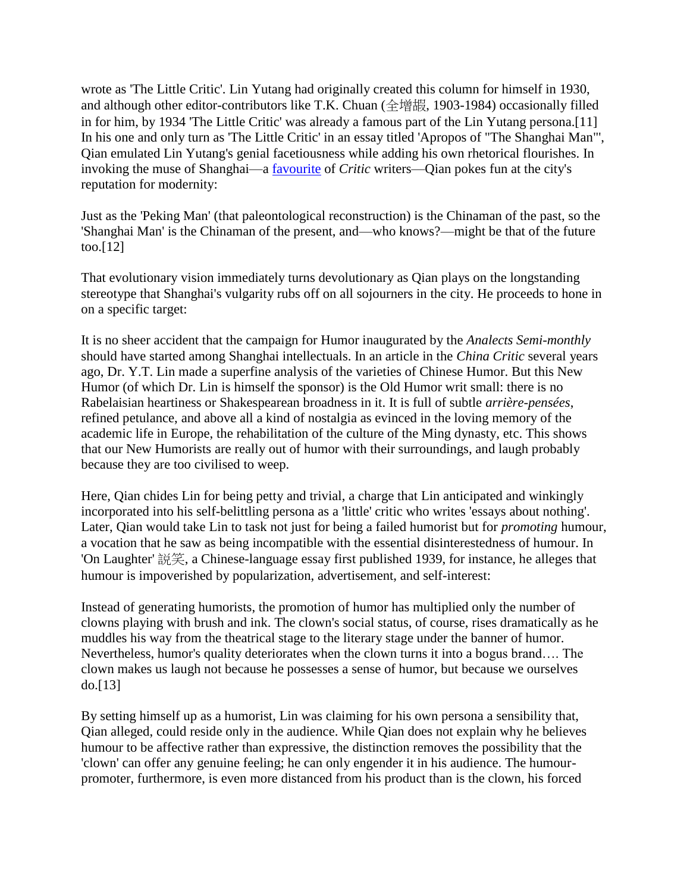wrote as 'The Little Critic'. Lin Yutang had originally created this column for himself in 1930, and although other editor-contributors like T.K. Chuan (全增嘏, 1903-1984) occasionally filled in for him, by 1934 'The Little Critic' was already a famous part of the Lin Yutang persona.[11] In his one and only turn as 'The Little Critic' in an essay titled 'Apropos of "The Shanghai Man"', Qian emulated Lin Yutang's genial facetiousness while adding his own rhetorical flourishes. In invoking the muse of Shanghai—a favourite of *Critic* writers—Qian pokes fun at the city's reputation for modernity:

Just as the 'Peking Man' (that paleontological reconstruction) is the Chinaman of the past, so the 'Shanghai Man' is the Chinaman of the present, and—who knows?—might be that of the future too.[12]

That evolutionary vision immediately turns devolutionary as Qian plays on the longstanding stereotype that Shanghai's vulgarity rubs off on all sojourners in the city. He proceeds to hone in on a specific target:

It is no sheer accident that the campaign for Humor inaugurated by the *Analects Semi-monthly* should have started among Shanghai intellectuals. In an article in the *China Critic* several years ago, Dr. Y.T. Lin made a superfine analysis of the varieties of Chinese Humor. But this New Humor (of which Dr. Lin is himself the sponsor) is the Old Humor writ small: there is no Rabelaisian heartiness or Shakespearean broadness in it. It is full of subtle *arrière-pensées*, refined petulance, and above all a kind of nostalgia as evinced in the loving memory of the academic life in Europe, the rehabilitation of the culture of the Ming dynasty, etc. This shows that our New Humorists are really out of humor with their surroundings, and laugh probably because they are too civilised to weep.

Here, Qian chides Lin for being petty and trivial, a charge that Lin anticipated and winkingly incorporated into his self-belittling persona as a 'little' critic who writes 'essays about nothing'. Later, Qian would take Lin to task not just for being a failed humorist but for *promoting* humour, a vocation that he saw as being incompatible with the essential disinterestedness of humour. In 'On Laughter' 說笑, a Chinese-language essay first published 1939, for instance, he alleges that humour is impoverished by popularization, advertisement, and self-interest:

Instead of generating humorists, the promotion of humor has multiplied only the number of clowns playing with brush and ink. The clown's social status, of course, rises dramatically as he muddles his way from the theatrical stage to the literary stage under the banner of humor. Nevertheless, humor's quality deteriorates when the clown turns it into a bogus brand…. The clown makes us laugh not because he possesses a sense of humor, but because we ourselves do.[13]

By setting himself up as a humorist, Lin was claiming for his own persona a sensibility that, Qian alleged, could reside only in the audience. While Qian does not explain why he believes humour to be affective rather than expressive, the distinction removes the possibility that the 'clown' can offer any genuine feeling; he can only engender it in his audience. The humour-promoter, furthermore, is even more distanced from his product than is the clown, his forced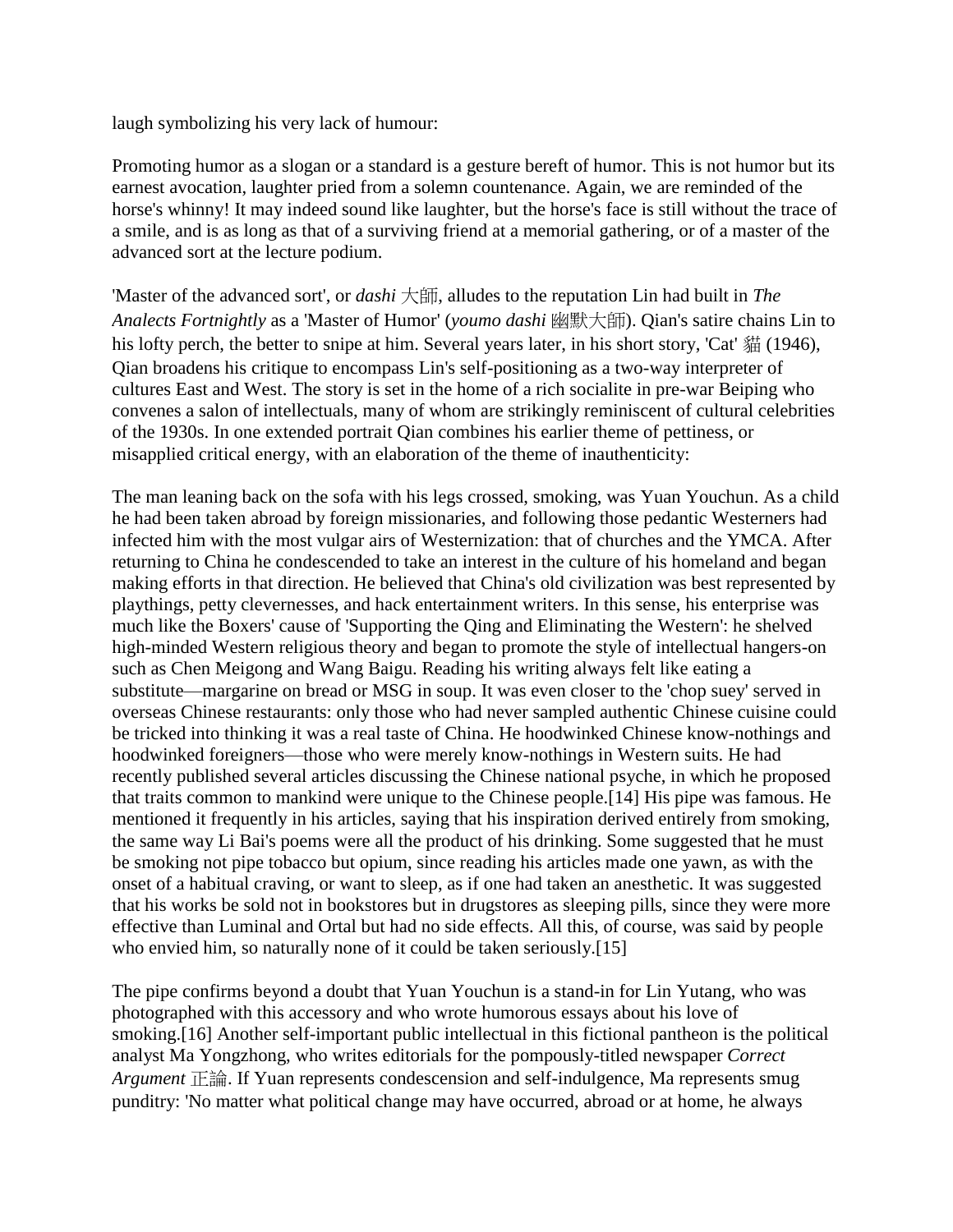laugh symbolizing his very lack of humour:

Promoting humor as a slogan or a standard is a gesture bereft of humor. This is not humor but its earnest avocation, laughter pried from a solemn countenance. Again, we are reminded of the horse's whinny! It may indeed sound like laughter, but the horse's face is still without the trace of a smile, and is as long as that of a surviving friend at a memorial gathering, or of a master of the advanced sort at the lecture podium.

'Master of the advanced sort', or *dashi* 大師, alludes to the reputation Lin had built in *The Analects Fortnightly* as a 'Master of Humor' (*youmo dashi* 幽默大師). Qian's satire chains Lin to his lofty perch, the better to snipe at him. Several years later, in his short story, 'Cat' 貓 (1946), Qian broadens his critique to encompass Lin's self-positioning as a two-way interpreter of cultures East and West. The story is set in the home of a rich socialite in pre-war Beiping who convenes a salon of intellectuals, many of whom are strikingly reminiscent of cultural celebrities of the 1930s. In one extended portrait Qian combines his earlier theme of pettiness, or misapplied critical energy, with an elaboration of the theme of inauthenticity:

The man leaning back on the sofa with his legs crossed, smoking, was Yuan Youchun. As a child he had been taken abroad by foreign missionaries, and following those pedantic Westerners had infected him with the most vulgar airs of Westernization: that of churches and the YMCA. After returning to China he condescended to take an interest in the culture of his homeland and began making efforts in that direction. He believed that China's old civilization was best represented by playthings, petty clevernesses, and hack entertainment writers. In this sense, his enterprise was much like the Boxers' cause of 'Supporting the Qing and Eliminating the Western': he shelved high-minded Western religious theory and began to promote the style of intellectual hangers-on such as Chen Meigong and Wang Baigu. Reading his writing always felt like eating a substitute—margarine on bread or MSG in soup. It was even closer to the 'chop suey' served in overseas Chinese restaurants: only those who had never sampled authentic Chinese cuisine could be tricked into thinking it was a real taste of China. He hoodwinked Chinese know-nothings and hoodwinked foreigners—those who were merely know-nothings in Western suits. He had recently published several articles discussing the Chinese national psyche, in which he proposed that traits common to mankind were unique to the Chinese people.[14] His pipe was famous. He mentioned it frequently in his articles, saying that his inspiration derived entirely from smoking, the same way Li Bai's poems were all the product of his drinking. Some suggested that he must be smoking not pipe tobacco but opium, since reading his articles made one yawn, as with the onset of a habitual craving, or want to sleep, as if one had taken an anesthetic. It was suggested that his works be sold not in bookstores but in drugstores as sleeping pills, since they were more effective than Luminal and Ortal but had no side effects. All this, of course, was said by people who envied him, so naturally none of it could be taken seriously.[15]

The pipe confirms beyond a doubt that Yuan Youchun is a stand-in for Lin Yutang, who was photographed with this accessory and who wrote humorous essays about his love of smoking.[16] Another self-important public intellectual in this fictional pantheon is the political analyst Ma Yongzhong, who writes editorials for the pompously-titled newspaper *Correct Argument* 正論. If Yuan represents condescension and self-indulgence, Ma represents smug punditry: 'No matter what political change may have occurred, abroad or at home, he always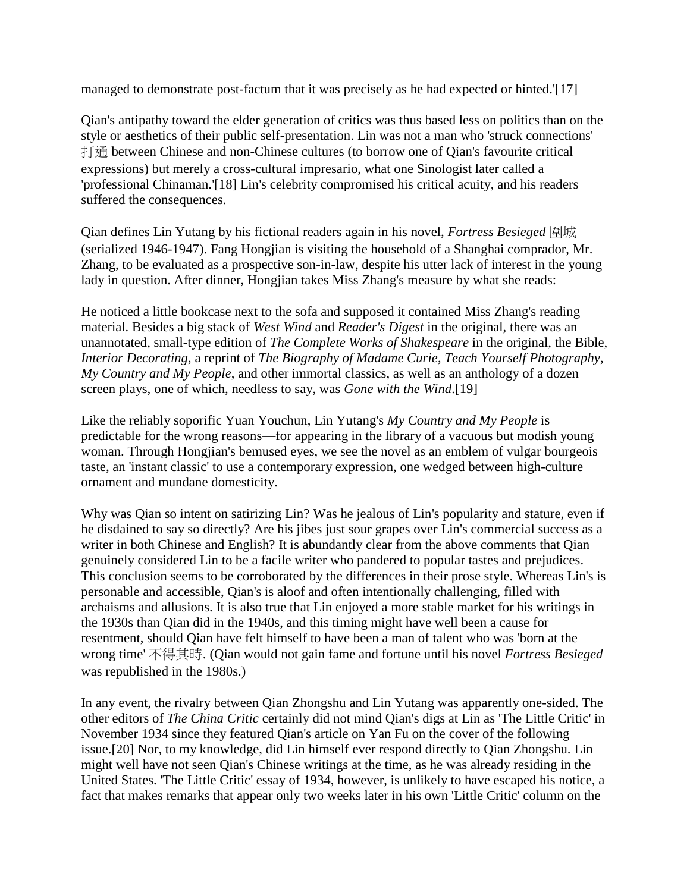managed to demonstrate post-factum that it was precisely as he had expected or hinted.'[17]

Qian's antipathy toward the elder generation of critics was thus based less on politics than on the style or aesthetics of their public self-presentation. Lin was not a man who 'struck connections' 打通 between Chinese and non-Chinese cultures (to borrow one of Qian's favourite critical expressions) but merely a cross-cultural impresario, what one Sinologist later called a 'professional Chinaman.'[18] Lin's celebrity compromised his critical acuity, and his readers suffered the consequences.

Qian defines Lin Yutang by his fictional readers again in his novel, *Fortress Besieged* 圍城 (serialized 1946-1947). Fang Hongjian is visiting the household of a Shanghai comprador, Mr. Zhang, to be evaluated as a prospective son-in-law, despite his utter lack of interest in the young lady in question. After dinner, Hongjian takes Miss Zhang's measure by what she reads:

He noticed a little bookcase next to the sofa and supposed it contained Miss Zhang's reading material. Besides a big stack of *West Wind* and *Reader's Digest* in the original, there was an unannotated, small-type edition of *The Complete Works of Shakespeare* in the original, the Bible, *Interior Decorating*, a reprint of *The Biography of Madame Curie*, *Teach Yourself Photography*, *My Country and My People*, and other immortal classics, as well as an anthology of a dozen screen plays, one of which, needless to say, was *Gone with the Wind*.[19]

Like the reliably soporific Yuan Youchun, Lin Yutang's *My Country and My People* is predictable for the wrong reasons—for appearing in the library of a vacuous but modish young woman. Through Hongjian's bemused eyes, we see the novel as an emblem of vulgar bourgeois taste, an 'instant classic' to use a contemporary expression, one wedged between high-culture ornament and mundane domesticity.

Why was Qian so intent on satirizing Lin? Was he jealous of Lin's popularity and stature, even if he disdained to say so directly? Are his jibes just sour grapes over Lin's commercial success as a writer in both Chinese and English? It is abundantly clear from the above comments that Qian genuinely considered Lin to be a facile writer who pandered to popular tastes and prejudices. This conclusion seems to be corroborated by the differences in their prose style. Whereas Lin's is personable and accessible, Qian's is aloof and often intentionally challenging, filled with archaisms and allusions. It is also true that Lin enjoyed a more stable market for his writings in the 1930s than Qian did in the 1940s, and this timing might have well been a cause for resentment, should Qian have felt himself to have been a man of talent who was 'born at the wrong time' 不得其時. (Qian would not gain fame and fortune until his novel *Fortress Besieged* was republished in the 1980s.)

In any event, the rivalry between Qian Zhongshu and Lin Yutang was apparently one-sided. The other editors of *The China Critic* certainly did not mind Qian's digs at Lin as 'The Little Critic' in November 1934 since they featured Qian's article on Yan Fu on the cover of the following issue.[20] Nor, to my knowledge, did Lin himself ever respond directly to Qian Zhongshu. Lin might well have not seen Qian's Chinese writings at the time, as he was already residing in the United States. 'The Little Critic' essay of 1934, however, is unlikely to have escaped his notice, a fact that makes remarks that appear only two weeks later in his own 'Little Critic' column on the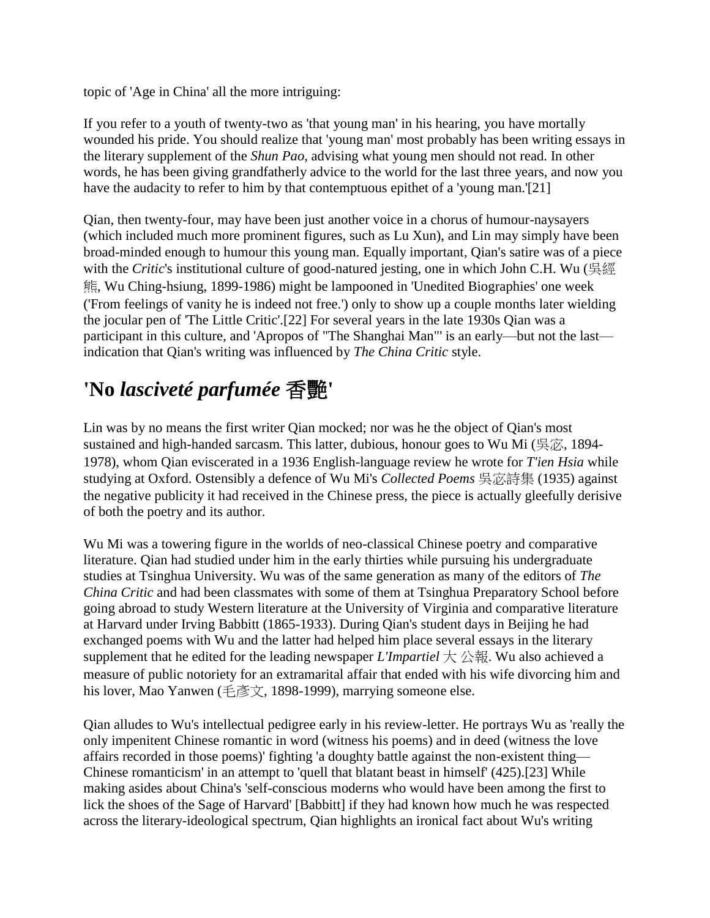topic of 'Age in China' all the more intriguing:

If you refer to a youth of twenty-two as 'that young man' in his hearing, you have mortally wounded his pride. You should realize that 'young man' most probably has been writing essays in the literary supplement of the *Shun Pao*, advising what young men should not read. In other words, he has been giving grandfatherly advice to the world for the last three years, and now you have the audacity to refer to him by that contemptuous epithet of a 'young man.'[21]

Qian, then twenty-four, may have been just another voice in a chorus of humour-naysayers (which included much more prominent figures, such as Lu Xun), and Lin may simply have been broad-minded enough to humour this young man. Equally important, Qian's satire was of a piece with the *Critic*'s institutional culture of good-natured jesting, one in which John C.H. Wu (吳經熊, Wu Ching-hsiung, 1899-1986) might be lampooned in 'Unedited Biographies' one week ('From feelings of vanity he is indeed not free.') only to show up a couple months later wielding the jocular pen of 'The Little Critic'.[22] For several years in the late 1930s Qian was a participant in this culture, and 'Apropos of "The Shanghai Man"' is an early—but not the last—indication that Qian's writing was influenced by *The China Critic* style.

## 'No *lasciveté parfumée* 香艷'

Lin was by no means the first writer Qian mocked; nor was he the object of Qian's most sustained and high-handed sarcasm. This latter, dubious, honour goes to Wu Mi (吳宓, 1894-1978), whom Qian eviscerated in a 1936 English-language review he wrote for *T'ien Hsia* while studying at Oxford. Ostensibly a defence of Wu Mi's *Collected Poems* 吳宓詩集 (1935) against the negative publicity it had received in the Chinese press, the piece is actually gleefully derisive of both the poetry and its author.

Wu Mi was a towering figure in the worlds of neo-classical Chinese poetry and comparative literature. Qian had studied under him in the early thirties while pursuing his undergraduate studies at Tsinghua University. Wu was of the same generation as many of the editors of *The China Critic* and had been classmates with some of them at Tsinghua Preparatory School before going abroad to study Western literature at the University of Virginia and comparative literature at Harvard under Irving Babbitt (1865-1933). During Qian's student days in Beijing he had exchanged poems with Wu and the latter had helped him place several essays in the literary supplement that he edited for the leading newspaper *L'Impartiel* 大 公報. Wu also achieved a measure of public notoriety for an extramarital affair that ended with his wife divorcing him and his lover, Mao Yanwen (毛彥文, 1898-1999), marrying someone else.

Qian alludes to Wu's intellectual pedigree early in his review-letter. He portrays Wu as 'really the only impenitent Chinese romantic in word (witness his poems) and in deed (witness the love affairs recorded in those poems)' fighting 'a doughty battle against the non-existent thing—Chinese romanticism' in an attempt to 'quell that blatant beast in himself' (425).[23] While making asides about China's 'self-conscious moderns who would have been among the first to lick the shoes of the Sage of Harvard' [Babbitt] if they had known how much he was respected across the literary-ideological spectrum, Qian highlights an ironical fact about Wu's writing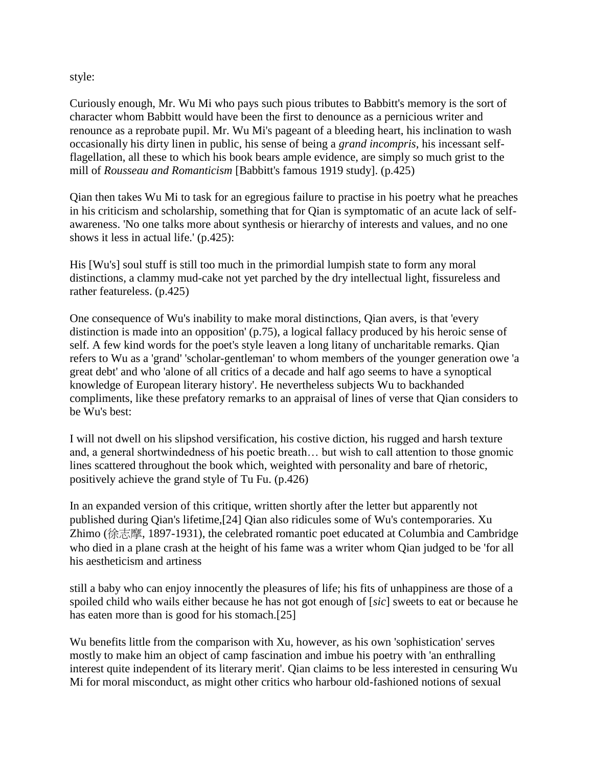style:

Curiously enough, Mr. Wu Mi who pays such pious tributes to Babbitt's memory is the sort of character whom Babbitt would have been the first to denounce as a pernicious writer and renounce as a reprobate pupil. Mr. Wu Mi's pageant of a bleeding heart, his inclination to wash occasionally his dirty linen in public, his sense of being a *grand incompris*, his incessant self-flagellation, all these to which his book bears ample evidence, are simply so much grist to the mill of *Rousseau and Romanticism* [Babbitt's famous 1919 study]. (p.425)

Qian then takes Wu Mi to task for an egregious failure to practise in his poetry what he preaches in his criticism and scholarship, something that for Qian is symptomatic of an acute lack of self-awareness. 'No one talks more about synthesis or hierarchy of interests and values, and no one shows it less in actual life.' (p.425):

His [Wu's] soul stuff is still too much in the primordial lumpish state to form any moral distinctions, a clammy mud-cake not yet parched by the dry intellectual light, fissureless and rather featureless. (p.425)

One consequence of Wu's inability to make moral distinctions, Qian avers, is that 'every distinction is made into an opposition' (p.75), a logical fallacy produced by his heroic sense of self. A few kind words for the poet's style leaven a long litany of uncharitable remarks. Qian refers to Wu as a 'grand' 'scholar-gentleman' to whom members of the younger generation owe 'a great debt' and who 'alone of all critics of a decade and half ago seems to have a synoptical knowledge of European literary history'. He nevertheless subjects Wu to backhanded compliments, like these prefatory remarks to an appraisal of lines of verse that Qian considers to be Wu's best:

I will not dwell on his slipshod versification, his costive diction, his rugged and harsh texture and, a general shortwindedness of his poetic breath… but wish to call attention to those gnomic lines scattered throughout the book which, weighted with personality and bare of rhetoric, positively achieve the grand style of Tu Fu. (p.426)

In an expanded version of this critique, written shortly after the letter but apparently not published during Qian's lifetime,[24] Qian also ridicules some of Wu's contemporaries. Xu Zhimo (徐志摩, 1897-1931), the celebrated romantic poet educated at Columbia and Cambridge who died in a plane crash at the height of his fame was a writer whom Qian judged to be 'for all his aestheticism and artiness

still a baby who can enjoy innocently the pleasures of life; his fits of unhappiness are those of a spoiled child who wails either because he has not got enough of [*sic*] sweets to eat or because he has eaten more than is good for his stomach.[25]

Wu benefits little from the comparison with Xu, however, as his own 'sophistication' serves mostly to make him an object of camp fascination and imbue his poetry with 'an enthralling interest quite independent of its literary merit'. Qian claims to be less interested in censuring Wu Mi for moral misconduct, as might other critics who harbour old-fashioned notions of sexual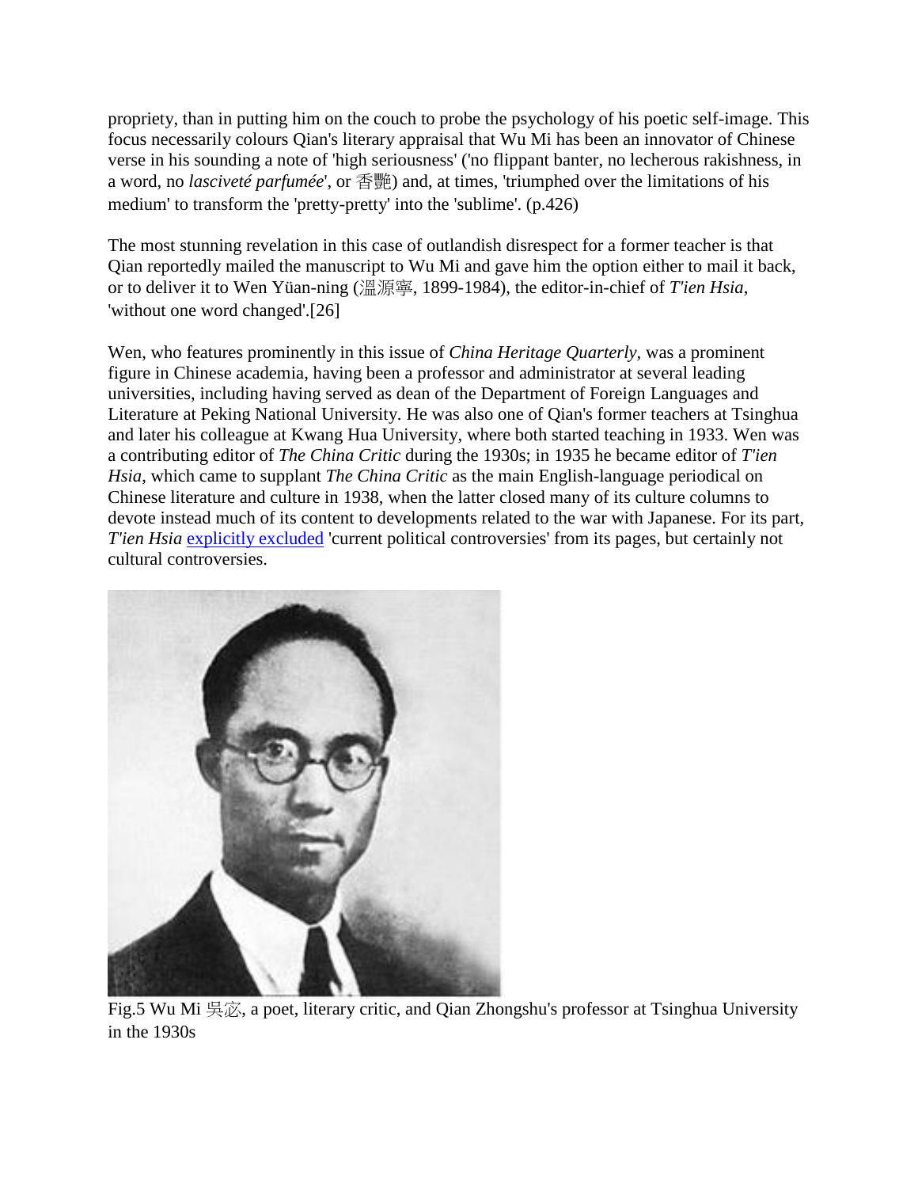propriety, than in putting him on the couch to probe the psychology of his poetic self-image. This focus necessarily colours Qian's literary appraisal that Wu Mi has been an innovator of Chinese verse in his sounding a note of 'high seriousness' ('no flippant banter, no lecherous rakishness, in a word, no *lasciveté parfumée*', or 香艷) and, at times, 'triumphed over the limitations of his medium' to transform the 'pretty-pretty' into the 'sublime'. (p.426)

The most stunning revelation in this case of outlandish disrespect for a former teacher is that Qian reportedly mailed the manuscript to Wu Mi and gave him the option either to mail it back, or to deliver it to Wen Yüan-ning (溫源寧, 1899-1984), the editor-in-chief of *T'ien Hsia*, 'without one word changed'.[26]

Wen, who features prominently in this issue of *China Heritage Quarterly*, was a prominent figure in Chinese academia, having been a professor and administrator at several leading universities, including having served as dean of the Department of Foreign Languages and Literature at Peking National University. He was also one of Qian's former teachers at Tsinghua and later his colleague at Kwang Hua University, where both started teaching in 1933. Wen was a contributing editor of *The China Critic* during the 1930s; in 1935 he became editor of *T'ien Hsia*, which came to supplant *The China Critic* as the main English-language periodical on Chinese literature and culture in 1938, when the latter closed many of its culture columns to devote instead much of its content to developments related to the war with Japanese. For its part, *T'ien Hsia* explicitly excluded 'current political controversies' from its pages, but certainly not cultural controversies.

Fig.5 Wu Mi 吳宓, a poet, literary critic, and Qian Zhongshu's professor at Tsinghua University in the 1930s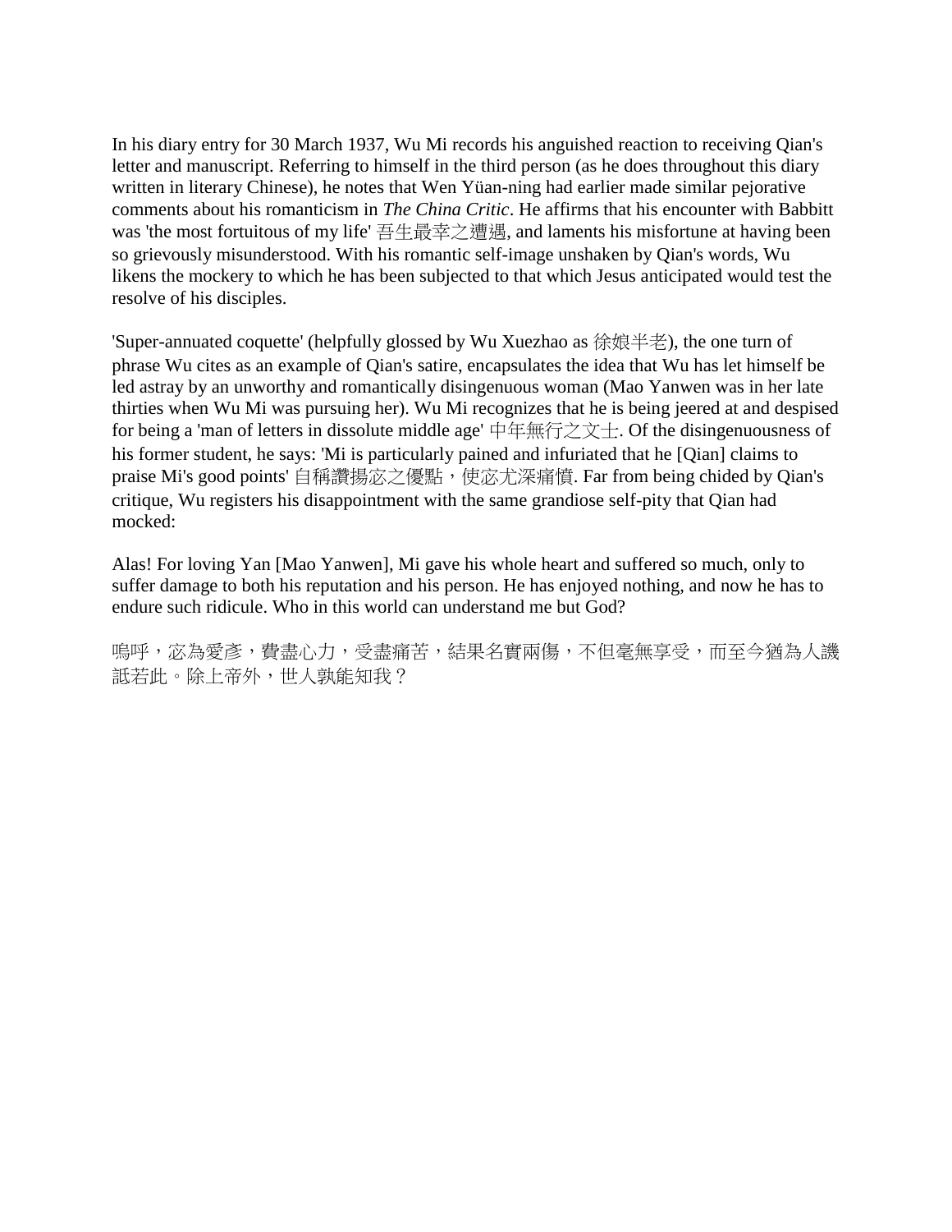In his diary entry for 30 March 1937, Wu Mi records his anguished reaction to receiving Qian's letter and manuscript. Referring to himself in the third person (as he does throughout this diary written in literary Chinese), he notes that Wen Yüan-ning had earlier made similar pejorative comments about his romanticism in *The China Critic*. He affirms that his encounter with Babbitt was 'the most fortuitous of my life' 吾生最幸之遭遇, and laments his misfortune at having been so grievously misunderstood. With his romantic self-image unshaken by Qian's words, Wu likens the mockery to which he has been subjected to that which Jesus anticipated would test the resolve of his disciples.

'Super-annuated coquette' (helpfully glossed by Wu Xuezhao as 徐娘半老), the one turn of phrase Wu cites as an example of Qian's satire, encapsulates the idea that Wu has let himself be led astray by an unworthy and romantically disingenuous woman (Mao Yanwen was in her late thirties when Wu Mi was pursuing her). Wu Mi recognizes that he is being jeered at and despised for being a 'man of letters in dissolute middle age' 中年無行之文士. Of the disingenuousness of his former student, he says: 'Mi is particularly pained and infuriated that he [Qian] claims to praise Mi's good points' 自稱讚揚宓之優點，使宓尤深痛憤. Far from being chided by Qian's critique, Wu registers his disappointment with the same grandiose self-pity that Qian had mocked:

Alas! For loving Yan [Mao Yanwen], Mi gave his whole heart and suffered so much, only to suffer damage to both his reputation and his person. He has enjoyed nothing, and now he has to endure such ridicule. Who in this world can understand me but God?

嗚呼，宓為愛彥，費盡心力，受盡痛苦，結果名實兩傷，不但毫無享受，而至今猶為人譏詆若此。除上帝外，世人孰能知我？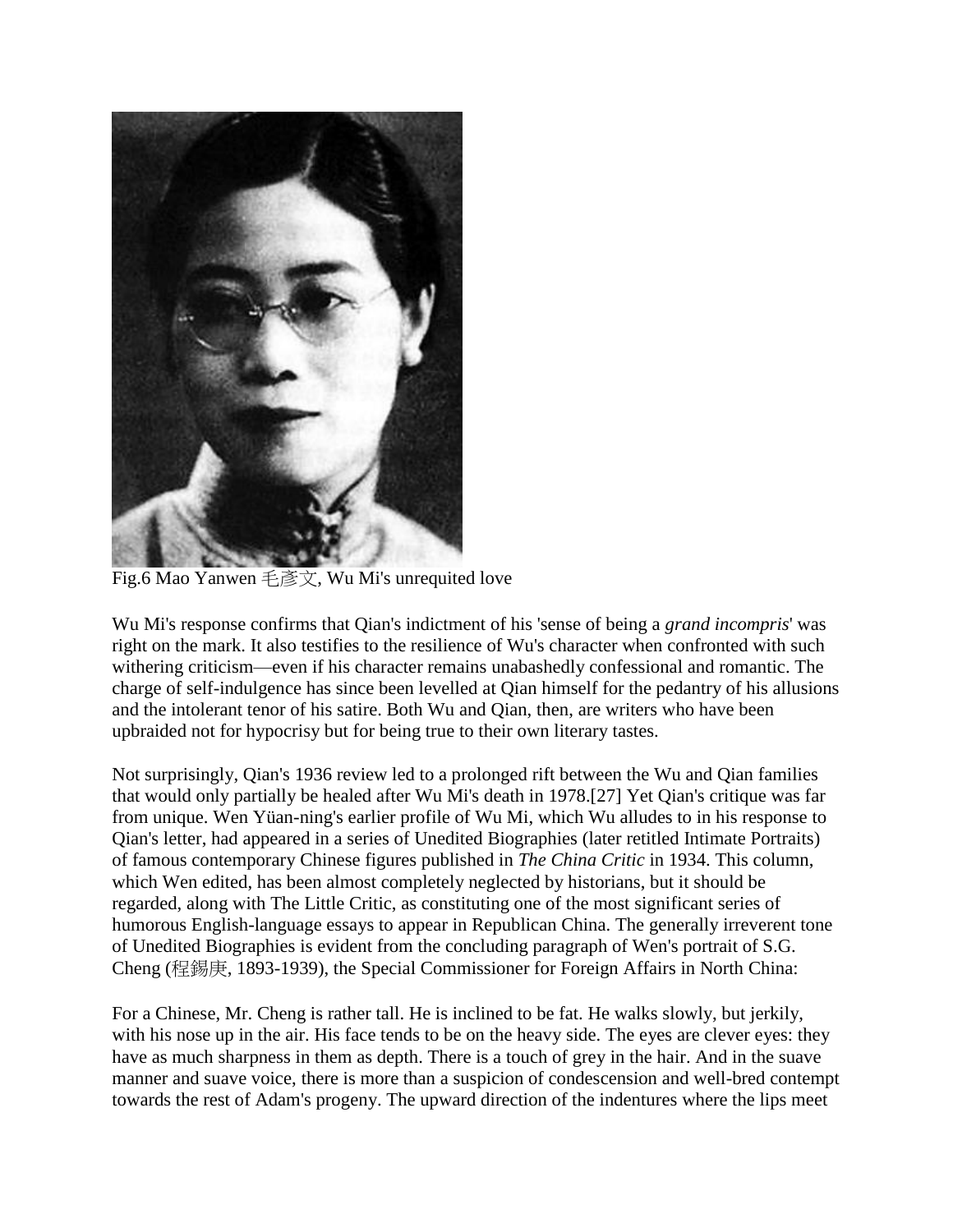Fig.6 Mao Yanwen 毛彥文, Wu Mi's unrequited love

Wu Mi's response confirms that Qian's indictment of his 'sense of being a *grand incompris*' was right on the mark. It also testifies to the resilience of Wu's character when confronted with such withering criticism—even if his character remains unabashedly confessional and romantic. The charge of self-indulgence has since been levelled at Qian himself for the pedantry of his allusions and the intolerant tenor of his satire. Both Wu and Qian, then, are writers who have been upbraided not for hypocrisy but for being true to their own literary tastes.

Not surprisingly, Qian's 1936 review led to a prolonged rift between the Wu and Qian families that would only partially be healed after Wu Mi's death in 1978.[27] Yet Qian's critique was far from unique. Wen Yüan-ning's earlier profile of Wu Mi, which Wu alludes to in his response to Qian's letter, had appeared in a series of Unedited Biographies (later retitled Intimate Portraits) of famous contemporary Chinese figures published in *The China Critic* in 1934. This column, which Wen edited, has been almost completely neglected by historians, but it should be regarded, along with The Little Critic, as constituting one of the most significant series of humorous English-language essays to appear in Republican China. The generally irreverent tone of Unedited Biographies is evident from the concluding paragraph of Wen's portrait of S.G. Cheng (程錫庚, 1893-1939), the Special Commissioner for Foreign Affairs in North China:

For a Chinese, Mr. Cheng is rather tall. He is inclined to be fat. He walks slowly, but jerkily, with his nose up in the air. His face tends to be on the heavy side. The eyes are clever eyes: they have as much sharpness in them as depth. There is a touch of grey in the hair. And in the suave manner and suave voice, there is more than a suspicion of condescension and well-bred contempt towards the rest of Adam's progeny. The upward direction of the indentures where the lips meet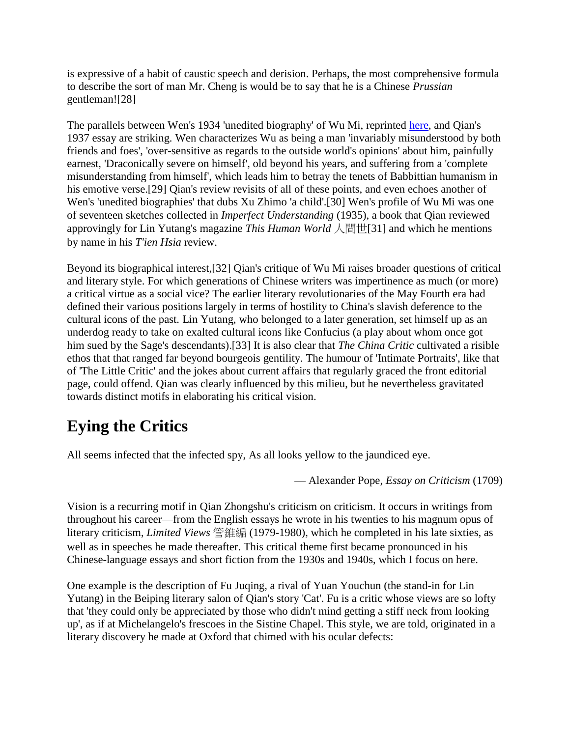is expressive of a habit of caustic speech and derision. Perhaps, the most comprehensive formula to describe the sort of man Mr. Cheng is would be to say that he is a Chinese *Prussian* gentleman![28]

The parallels between Wen's 1934 'unedited biography' of Wu Mi, reprinted here, and Qian's 1937 essay are striking. Wen characterizes Wu as being a man 'invariably misunderstood by both friends and foes', 'over-sensitive as regards to the outside world's opinions' about him, painfully earnest, 'Draconically severe on himself', old beyond his years, and suffering from a 'complete misunderstanding from himself', which leads him to betray the tenets of Babbittian humanism in his emotive verse.[29] Qian's review revisits of all of these points, and even echoes another of Wen's 'unedited biographies' that dubs Xu Zhimo 'a child'.[30] Wen's profile of Wu Mi was one of seventeen sketches collected in *Imperfect Understanding* (1935), a book that Qian reviewed approvingly for Lin Yutang's magazine *This Human World* 人間世[31] and which he mentions by name in his *T'ien Hsia* review.

Beyond its biographical interest,[32] Qian's critique of Wu Mi raises broader questions of critical and literary style. For which generations of Chinese writers was impertinence as much (or more) a critical virtue as a social vice? The earlier literary revolutionaries of the May Fourth era had defined their various positions largely in terms of hostility to China's slavish deference to the cultural icons of the past. Lin Yutang, who belonged to a later generation, set himself up as an underdog ready to take on exalted cultural icons like Confucius (a play about whom once got him sued by the Sage's descendants).[33] It is also clear that *The China Critic* cultivated a risible ethos that that ranged far beyond bourgeois gentility. The humour of 'Intimate Portraits', like that of 'The Little Critic' and the jokes about current affairs that regularly graced the front editorial page, could offend. Qian was clearly influenced by this milieu, but he nevertheless gravitated towards distinct motifs in elaborating his critical vision.

## Eying the Critics

All seems infected that the infected spy, As all looks yellow to the jaundiced eye.

— Alexander Pope, *Essay on Criticism* (1709)

Vision is a recurring motif in Qian Zhongshu's criticism on criticism. It occurs in writings from throughout his career—from the English essays he wrote in his twenties to his magnum opus of literary criticism, *Limited Views* 管錐編 (1979-1980), which he completed in his late sixties, as well as in speeches he made thereafter. This critical theme first became pronounced in his Chinese-language essays and short fiction from the 1930s and 1940s, which I focus on here.

One example is the description of Fu Juqing, a rival of Yuan Youchun (the stand-in for Lin Yutang) in the Beiping literary salon of Qian's story 'Cat'. Fu is a critic whose views are so lofty that 'they could only be appreciated by those who didn't mind getting a stiff neck from looking up', as if at Michelangelo's frescoes in the Sistine Chapel. This style, we are told, originated in a literary discovery he made at Oxford that chimed with his ocular defects: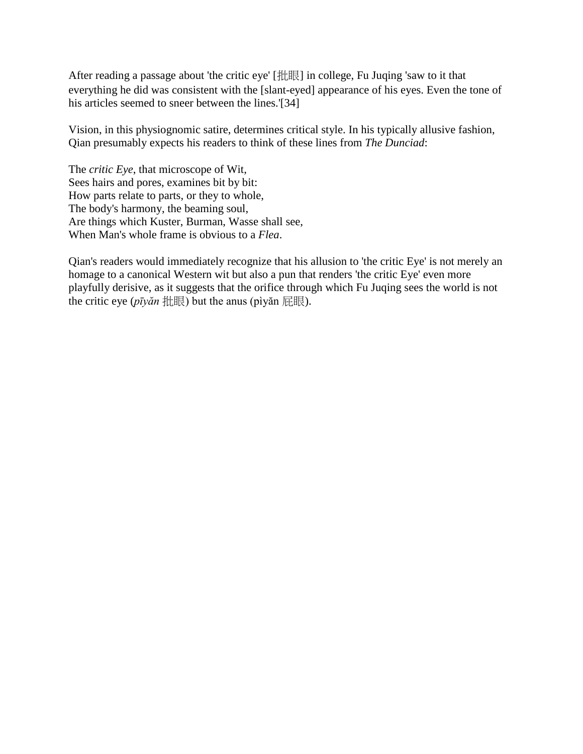After reading a passage about 'the critic eye' [批眼] in college, Fu Juqing 'saw to it that everything he did was consistent with the [slant-eyed] appearance of his eyes. Even the tone of his articles seemed to sneer between the lines.'[34]

Vision, in this physiognomic satire, determines critical style. In his typically allusive fashion, Qian presumably expects his readers to think of these lines from *The Dunciad*:

The *critic Eye*, that microscope of Wit,  
Sees hairs and pores, examines bit by bit:  
How parts relate to parts, or they to whole,  
The body's harmony, the beaming soul,  
Are things which Kuster, Burman, Wasse shall see,  
When Man's whole frame is obvious to a *Flea*.

Qian's readers would immediately recognize that his allusion to 'the critic Eye' is not merely an homage to a canonical Western wit but also a pun that renders 'the critic Eye' even more playfully derisive, as it suggests that the orifice through which Fu Juqing sees the world is not the critic eye (*pīyǎn* 批眼) but the anus (pìyǎn 屁眼).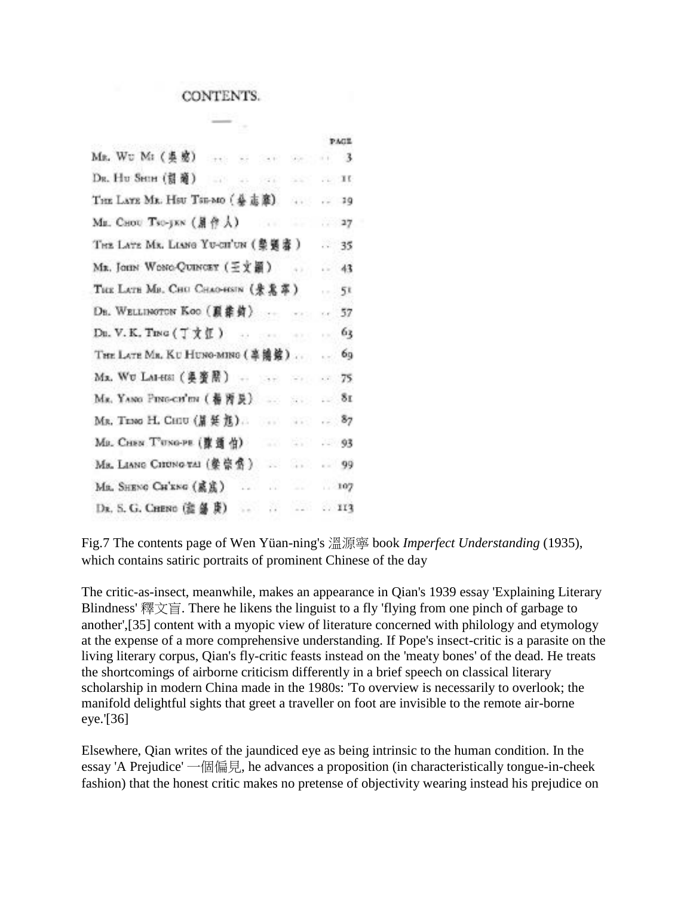CONTENTS.

| | PAGE |
|---|---|
| Mr. Wu Mi (吳宓) | 3 |
| Dr. Hu Shih (胡適) | 11 |
| The Late Mr. Hsu Tse-mo (徐志摩) | 19 |
| Mr. Chou Tso-jen (周作人) | 27 |
| The Late Mr. Liang Yu-ch'un (梁遇春) | 35 |
| Mr. John Wong-Quincey (王文顯) | 43 |
| The Late Mr. Chu Chao-hsin (朱兆莘) | 51 |
| Dr. Wellington Koo (顧維鈞) | 57 |
| Dr. V. K. Ting (丁文江) | 63 |
| The Late Mr. Ku Hung-ming (辜鴻銘) | 69 |
| Mr. Wu Lai-hsi (吳賚熙) | 75 |
| Mr. Yang Ping-ch'en (楊丙辰) | 81 |
| Mr. Teng H. Chiu (周廷旭) | 87 |
| Mr. Chen T'ung-pe (陳通伯) | 93 |
| Mr. Liang Chung-tai (梁宗岱) | 99 |
| Mr. Sheng Ch'eng (盛成) | 107 |
| Dr. S. G. Cheng (鄭錫庚) | 113 |

Fig.7 The contents page of Wen Yüan-ning's 溫源寧 book *Imperfect Understanding* (1935), which contains satiric portraits of prominent Chinese of the day

The critic-as-insect, meanwhile, makes an appearance in Qian's 1939 essay 'Explaining Literary Blindness' 釋文盲. There he likens the linguist to a fly 'flying from one pinch of garbage to another',[35] content with a myopic view of literature concerned with philology and etymology at the expense of a more comprehensive understanding. If Pope's insect-critic is a parasite on the living literary corpus, Qian's fly-critic feasts instead on the 'meaty bones' of the dead. He treats the shortcomings of airborne criticism differently in a brief speech on classical literary scholarship in modern China made in the 1980s: 'To overview is necessarily to overlook; the manifold delightful sights that greet a traveller on foot are invisible to the remote air-borne eye.'[36]

Elsewhere, Qian writes of the jaundiced eye as being intrinsic to the human condition. In the essay 'A Prejudice' 一個偏見, he advances a proposition (in characteristically tongue-in-cheek fashion) that the honest critic makes no pretense of objectivity wearing instead his prejudice on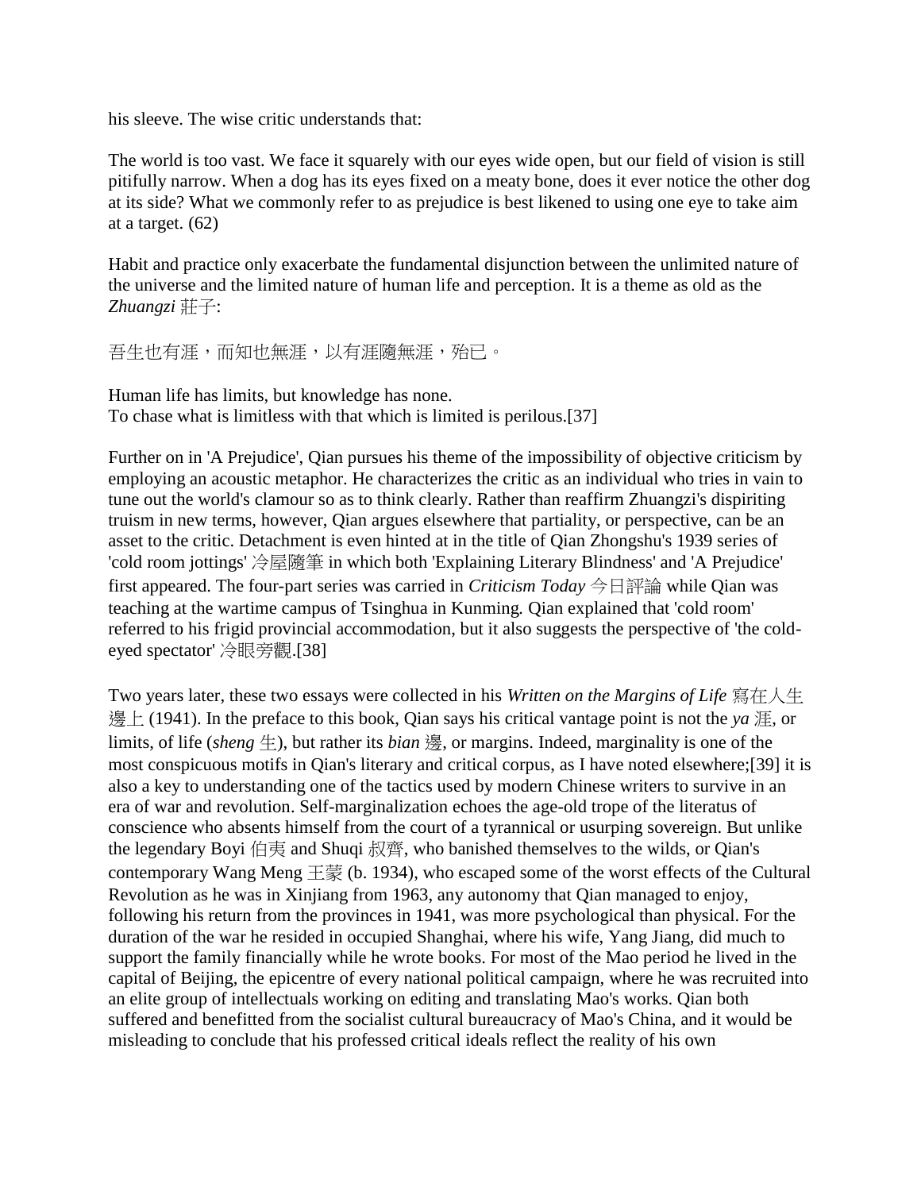his sleeve. The wise critic understands that:

The world is too vast. We face it squarely with our eyes wide open, but our field of vision is still pitifully narrow. When a dog has its eyes fixed on a meaty bone, does it ever notice the other dog at its side? What we commonly refer to as prejudice is best likened to using one eye to take aim at a target. (62)

Habit and practice only exacerbate the fundamental disjunction between the unlimited nature of the universe and the limited nature of human life and perception. It is a theme as old as the *Zhuangzi* 莊子:

吾生也有涯，而知也無涯，以有涯隨無涯，殆已。

Human life has limits, but knowledge has none.
To chase what is limitless with that which is limited is perilous.[37]

Further on in 'A Prejudice', Qian pursues his theme of the impossibility of objective criticism by employing an acoustic metaphor. He characterizes the critic as an individual who tries in vain to tune out the world's clamour so as to think clearly. Rather than reaffirm Zhuangzi's dispiriting truism in new terms, however, Qian argues elsewhere that partiality, or perspective, can be an asset to the critic. Detachment is even hinted at in the title of Qian Zhongshu's 1939 series of 'cold room jottings' 冷屋隨筆 in which both 'Explaining Literary Blindness' and 'A Prejudice' first appeared. The four-part series was carried in *Criticism Today* 今日評論 while Qian was teaching at the wartime campus of Tsinghua in Kunming. Qian explained that 'cold room' referred to his frigid provincial accommodation, but it also suggests the perspective of 'the cold-eyed spectator' 冷眼旁觀.[38]

Two years later, these two essays were collected in his *Written on the Margins of Life* 寫在人生邊上 (1941). In the preface to this book, Qian says his critical vantage point is not the *ya* 涯, or limits, of life (*sheng* 生), but rather its *bian* 邊, or margins. Indeed, marginality is one of the most conspicuous motifs in Qian's literary and critical corpus, as I have noted elsewhere;[39] it is also a key to understanding one of the tactics used by modern Chinese writers to survive in an era of war and revolution. Self-marginalization echoes the age-old trope of the literatus of conscience who absents himself from the court of a tyrannical or usurping sovereign. But unlike the legendary Boyi 伯夷 and Shuqi 叔齊, who banished themselves to the wilds, or Qian's contemporary Wang Meng 王蒙 (b. 1934), who escaped some of the worst effects of the Cultural Revolution as he was in Xinjiang from 1963, any autonomy that Qian managed to enjoy, following his return from the provinces in 1941, was more psychological than physical. For the duration of the war he resided in occupied Shanghai, where his wife, Yang Jiang, did much to support the family financially while he wrote books. For most of the Mao period he lived in the capital of Beijing, the epicentre of every national political campaign, where he was recruited into an elite group of intellectuals working on editing and translating Mao's works. Qian both suffered and benefitted from the socialist cultural bureaucracy of Mao's China, and it would be misleading to conclude that his professed critical ideals reflect the reality of his own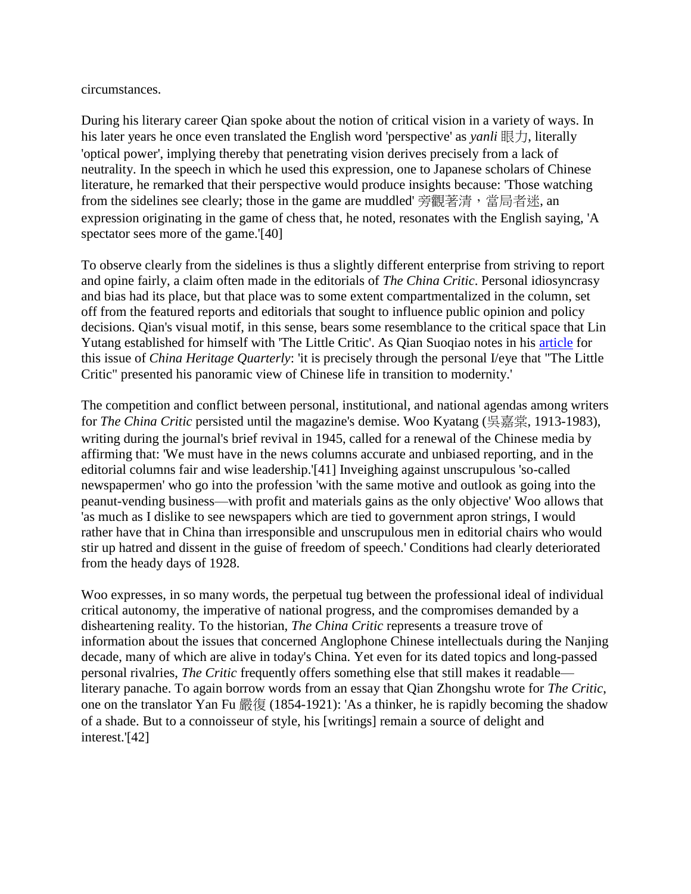circumstances.

During his literary career Qian spoke about the notion of critical vision in a variety of ways. In his later years he once even translated the English word 'perspective' as *yanli* 眼力, literally 'optical power', implying thereby that penetrating vision derives precisely from a lack of neutrality. In the speech in which he used this expression, one to Japanese scholars of Chinese literature, he remarked that their perspective would produce insights because: 'Those watching from the sidelines see clearly; those in the game are muddled' 旁觀著清，當局者迷, an expression originating in the game of chess that, he noted, resonates with the English saying, 'A spectator sees more of the game.'[40]

To observe clearly from the sidelines is thus a slightly different enterprise from striving to report and opine fairly, a claim often made in the editorials of *The China Critic*. Personal idiosyncrasy and bias had its place, but that place was to some extent compartmentalized in the column, set off from the featured reports and editorials that sought to influence public opinion and policy decisions. Qian's visual motif, in this sense, bears some resemblance to the critical space that Lin Yutang established for himself with 'The Little Critic'. As Qian Suoqiao notes in his article for this issue of *China Heritage Quarterly*: 'it is precisely through the personal I/eye that "The Little Critic" presented his panoramic view of Chinese life in transition to modernity.'

The competition and conflict between personal, institutional, and national agendas among writers for *The China Critic* persisted until the magazine's demise. Woo Kyatang (吳嘉棠, 1913-1983), writing during the journal's brief revival in 1945, called for a renewal of the Chinese media by affirming that: 'We must have in the news columns accurate and unbiased reporting, and in the editorial columns fair and wise leadership.'[41] Inveighing against unscrupulous 'so-called newspapermen' who go into the profession 'with the same motive and outlook as going into the peanut-vending business—with profit and materials gains as the only objective' Woo allows that 'as much as I dislike to see newspapers which are tied to government apron strings, I would rather have that in China than irresponsible and unscrupulous men in editorial chairs who would stir up hatred and dissent in the guise of freedom of speech.' Conditions had clearly deteriorated from the heady days of 1928.

Woo expresses, in so many words, the perpetual tug between the professional ideal of individual critical autonomy, the imperative of national progress, and the compromises demanded by a disheartening reality. To the historian, *The China Critic* represents a treasure trove of information about the issues that concerned Anglophone Chinese intellectuals during the Nanjing decade, many of which are alive in today's China. Yet even for its dated topics and long-passed personal rivalries, *The Critic* frequently offers something else that still makes it readable—literary panache. To again borrow words from an essay that Qian Zhongshu wrote for *The Critic*, one on the translator Yan Fu 嚴復 (1854-1921): 'As a thinker, he is rapidly becoming the shadow of a shade. But to a connoisseur of style, his [writings] remain a source of delight and interest.'[42]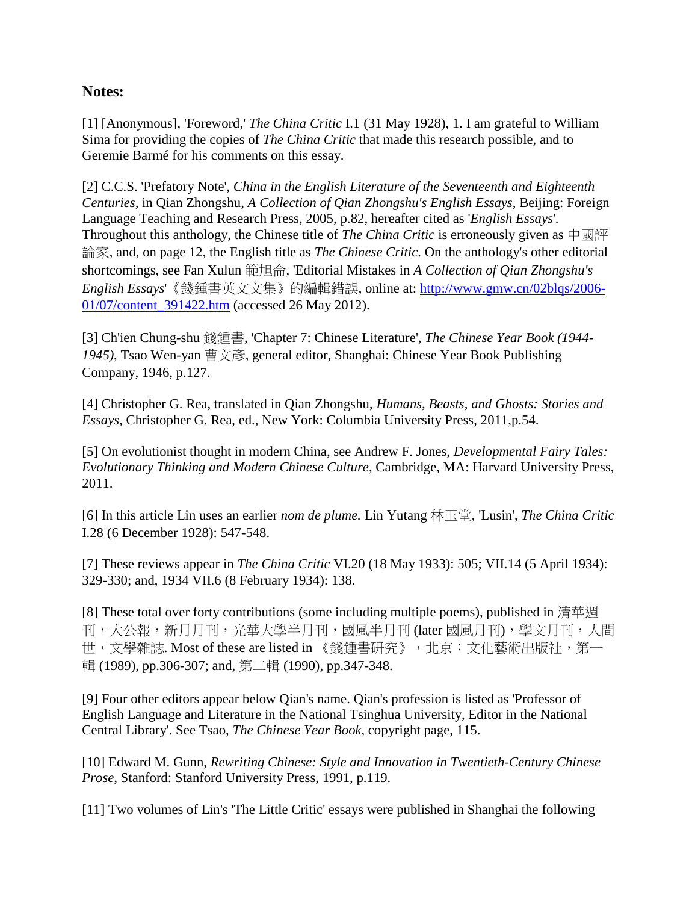**Notes:**

[1] [Anonymous], 'Foreword,' *The China Critic* I.1 (31 May 1928), 1. I am grateful to William Sima for providing the copies of *The China Critic* that made this research possible, and to Geremie Barmé for his comments on this essay.

[2] C.C.S. 'Prefatory Note', *China in the English Literature of the Seventeenth and Eighteenth Centuries*, in Qian Zhongshu, *A Collection of Qian Zhongshu's English Essays*, Beijing: Foreign Language Teaching and Research Press, 2005, p.82, hereafter cited as '*English Essays*'. Throughout this anthology, the Chinese title of *The China Critic* is erroneously given as 中國評論家, and, on page 12, the English title as *The Chinese Critic*. On the anthology's other editorial shortcomings, see Fan Xulun 範旭侖, 'Editorial Mistakes in *A Collection of Qian Zhongshu's English Essays*'《錢鍾書英文文集》的編輯錯誤, online at: http://www.gmw.cn/02blqs/2006-01/07/content_391422.htm (accessed 26 May 2012).

[3] Ch'ien Chung-shu 錢鍾書, 'Chapter 7: Chinese Literature', *The Chinese Year Book (1944-1945)*, Tsao Wen-yan 曹文彥, general editor, Shanghai: Chinese Year Book Publishing Company, 1946, p.127.

[4] Christopher G. Rea, translated in Qian Zhongshu, *Humans, Beasts, and Ghosts: Stories and Essays*, Christopher G. Rea, ed., New York: Columbia University Press, 2011,p.54.

[5] On evolutionist thought in modern China, see Andrew F. Jones, *Developmental Fairy Tales: Evolutionary Thinking and Modern Chinese Culture*, Cambridge, MA: Harvard University Press, 2011.

[6] In this article Lin uses an earlier *nom de plume.* Lin Yutang 林玉堂, 'Lusin', *The China Critic* I.28 (6 December 1928): 547-548.

[7] These reviews appear in *The China Critic* VI.20 (18 May 1933): 505; VII.14 (5 April 1934): 329-330; and, 1934 VII.6 (8 February 1934): 138.

[8] These total over forty contributions (some including multiple poems), published in 清華週刊，大公報，新月月刊，光華大學半月刊，國風半月刊 (later 國風月刊)，學文月刊，人間世，文學雜誌. Most of these are listed in 《錢鍾書研究》，北京：文化藝術出版社，第一輯 (1989), pp.306-307; and, 第二輯 (1990), pp.347-348.

[9] Four other editors appear below Qian's name. Qian's profession is listed as 'Professor of English Language and Literature in the National Tsinghua University, Editor in the National Central Library'. See Tsao, *The Chinese Year Book*, copyright page, 115.

[10] Edward M. Gunn, *Rewriting Chinese: Style and Innovation in Twentieth-Century Chinese Prose*, Stanford: Stanford University Press, 1991, p.119.

[11] Two volumes of Lin's 'The Little Critic' essays were published in Shanghai the following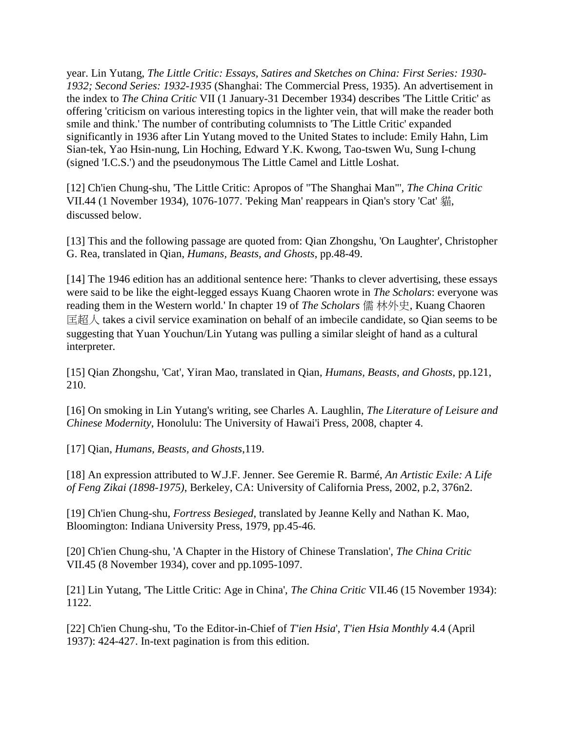year. Lin Yutang, *The Little Critic: Essays, Satires and Sketches on China: First Series: 1930-1932; Second Series: 1932-1935* (Shanghai: The Commercial Press, 1935). An advertisement in the index to *The China Critic* VII (1 January-31 December 1934) describes 'The Little Critic' as offering 'criticism on various interesting topics in the lighter vein, that will make the reader both smile and think.' The number of contributing columnists to 'The Little Critic' expanded significantly in 1936 after Lin Yutang moved to the United States to include: Emily Hahn, Lim Sian-tek, Yao Hsin-nung, Lin Hoching, Edward Y.K. Kwong, Tao-tswen Wu, Sung I-chung (signed 'I.C.S.') and the pseudonymous The Little Camel and Little Loshat.

[12] Ch'ien Chung-shu, 'The Little Critic: Apropos of "The Shanghai Man"', *The China Critic* VII.44 (1 November 1934), 1076-1077. 'Peking Man' reappears in Qian's story 'Cat' 貓, discussed below.

[13] This and the following passage are quoted from: Qian Zhongshu, 'On Laughter', Christopher G. Rea, translated in Qian, *Humans, Beasts, and Ghosts*, pp.48-49.

[14] The 1946 edition has an additional sentence here: 'Thanks to clever advertising, these essays were said to be like the eight-legged essays Kuang Chaoren wrote in *The Scholars*: everyone was reading them in the Western world.' In chapter 19 of *The Scholars* 儒林外史, Kuang Chaoren 匡超人 takes a civil service examination on behalf of an imbecile candidate, so Qian seems to be suggesting that Yuan Youchun/Lin Yutang was pulling a similar sleight of hand as a cultural interpreter.

[15] Qian Zhongshu, 'Cat', Yiran Mao, translated in Qian, *Humans, Beasts, and Ghosts*, pp.121, 210.

[16] On smoking in Lin Yutang's writing, see Charles A. Laughlin, *The Literature of Leisure and Chinese Modernity*, Honolulu: The University of Hawai'i Press, 2008, chapter 4.

[17] Qian, *Humans, Beasts, and Ghosts*,119.

[18] An expression attributed to W.J.F. Jenner. See Geremie R. Barmé, *An Artistic Exile: A Life of Feng Zikai (1898-1975)*, Berkeley, CA: University of California Press, 2002, p.2, 376n2.

[19] Ch'ien Chung-shu, *Fortress Besieged*, translated by Jeanne Kelly and Nathan K. Mao, Bloomington: Indiana University Press, 1979, pp.45-46.

[20] Ch'ien Chung-shu, 'A Chapter in the History of Chinese Translation', *The China Critic* VII.45 (8 November 1934), cover and pp.1095-1097.

[21] Lin Yutang, 'The Little Critic: Age in China', *The China Critic* VII.46 (15 November 1934): 1122.

[22] Ch'ien Chung-shu, 'To the Editor-in-Chief of *T'ien Hsia*', *T'ien Hsia Monthly* 4.4 (April 1937): 424-427. In-text pagination is from this edition.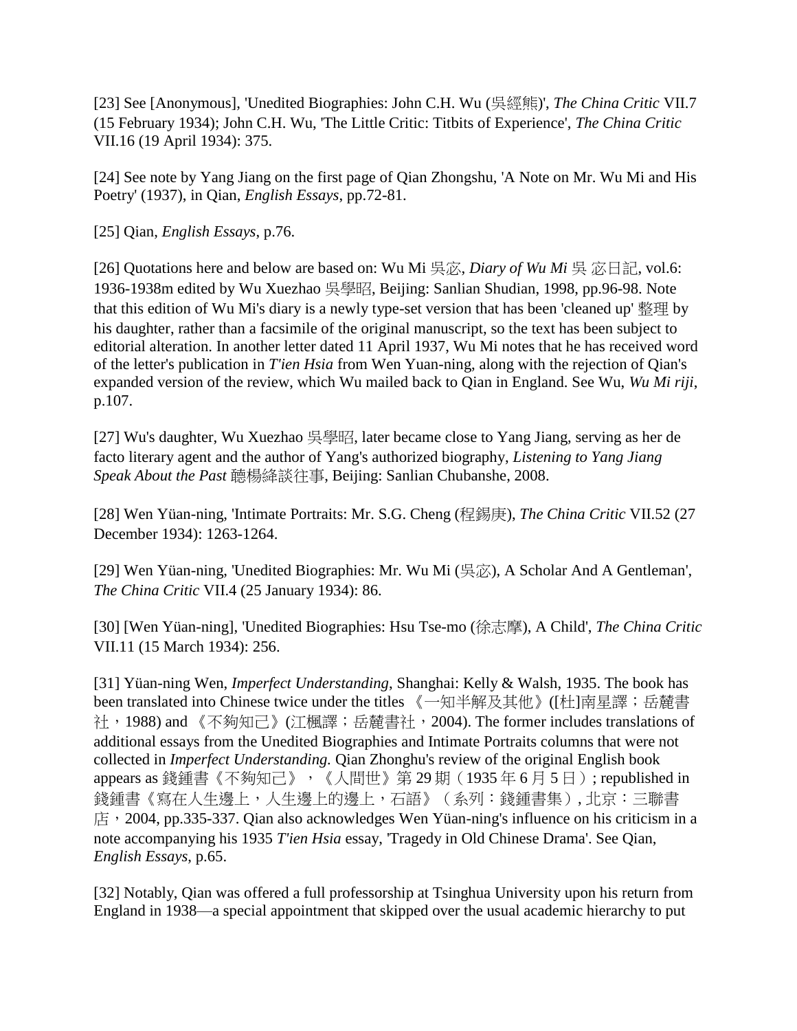[23] See [Anonymous], 'Unedited Biographies: John C.H. Wu (吳經熊)', *The China Critic* VII.7 (15 February 1934); John C.H. Wu, 'The Little Critic: Titbits of Experience', *The China Critic* VII.16 (19 April 1934): 375.

[24] See note by Yang Jiang on the first page of Qian Zhongshu, 'A Note on Mr. Wu Mi and His Poetry' (1937), in Qian, *English Essays*, pp.72-81.

[25] Qian, *English Essays*, p.76.

[26] Quotations here and below are based on: Wu Mi 吳宓, *Diary of Wu Mi* 吳 宓日記, vol.6: 1936-1938m edited by Wu Xuezhao 吳學昭, Beijing: Sanlian Shudian, 1998, pp.96-98. Note that this edition of Wu Mi's diary is a newly type-set version that has been 'cleaned up' 整理 by his daughter, rather than a facsimile of the original manuscript, so the text has been subject to editorial alteration. In another letter dated 11 April 1937, Wu Mi notes that he has received word of the letter's publication in *T'ien Hsia* from Wen Yuan-ning, along with the rejection of Qian's expanded version of the review, which Wu mailed back to Qian in England. See Wu, *Wu Mi riji*, p.107.

[27] Wu's daughter, Wu Xuezhao 吳學昭, later became close to Yang Jiang, serving as her de facto literary agent and the author of Yang's authorized biography, *Listening to Yang Jiang Speak About the Past* 聽楊絳談往事, Beijing: Sanlian Chubanshe, 2008.

[28] Wen Yüan-ning, 'Intimate Portraits: Mr. S.G. Cheng (程錫庚), *The China Critic* VII.52 (27 December 1934): 1263-1264.

[29] Wen Yüan-ning, 'Unedited Biographies: Mr. Wu Mi (吳宓), A Scholar And A Gentleman', *The China Critic* VII.4 (25 January 1934): 86.

[30] [Wen Yüan-ning], 'Unedited Biographies: Hsu Tse-mo (徐志摩), A Child', *The China Critic* VII.11 (15 March 1934): 256.

[31] Yüan-ning Wen, *Imperfect Understanding*, Shanghai: Kelly & Walsh, 1935. The book has been translated into Chinese twice under the titles 《一知半解及其他》([杜]南星譯；岳麓書社，1988) and 《不夠知己》(江楓譯；岳麓書社，2004). The former includes translations of additional essays from the Unedited Biographies and Intimate Portraits columns that were not collected in *Imperfect Understanding.* Qian Zhonghu's review of the original English book appears as 錢鍾書《不夠知己》，《人間世》第 29 期（1935 年 6 月 5 日）; republished in 錢鍾書《寫在人生邊上，人生邊上的邊上，石語》（系列：錢鍾書集）, 北京：三聯書店，2004, pp.335-337. Qian also acknowledges Wen Yüan-ning's influence on his criticism in a note accompanying his 1935 *T'ien Hsia* essay, 'Tragedy in Old Chinese Drama'. See Qian, *English Essays*, p.65.

[32] Notably, Qian was offered a full professorship at Tsinghua University upon his return from England in 1938—a special appointment that skipped over the usual academic hierarchy to put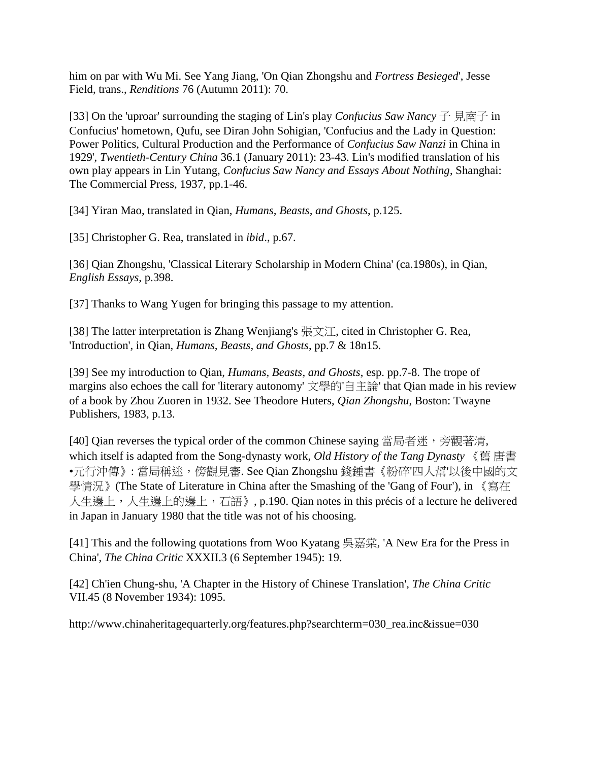him on par with Wu Mi. See Yang Jiang, 'On Qian Zhongshu and *Fortress Besieged*', Jesse Field, trans., *Renditions* 76 (Autumn 2011): 70.

[33] On the 'uproar' surrounding the staging of Lin's play *Confucius Saw Nancy* 子 見南子 in Confucius' hometown, Qufu, see Diran John Sohigian, 'Confucius and the Lady in Question: Power Politics, Cultural Production and the Performance of *Confucius Saw Nanzi* in China in 1929', *Twentieth-Century China* 36.1 (January 2011): 23-43. Lin's modified translation of his own play appears in Lin Yutang, *Confucius Saw Nancy and Essays About Nothing*, Shanghai: The Commercial Press, 1937, pp.1-46.

[34] Yiran Mao, translated in Qian, *Humans, Beasts, and Ghosts*, p.125.

[35] Christopher G. Rea, translated in *ibid*., p.67.

[36] Qian Zhongshu, 'Classical Literary Scholarship in Modern China' (ca.1980s), in Qian, *English Essays*, p.398.

[37] Thanks to Wang Yugen for bringing this passage to my attention.

[38] The latter interpretation is Zhang Wenjiang's 張文江, cited in Christopher G. Rea, 'Introduction', in Qian, *Humans, Beasts, and Ghosts*, pp.7 & 18n15.

[39] See my introduction to Qian, *Humans, Beasts, and Ghosts*, esp. pp.7-8. The trope of margins also echoes the call for 'literary autonomy' 文學的'自主論' that Qian made in his review of a book by Zhou Zuoren in 1932. See Theodore Huters, *Qian Zhongshu*, Boston: Twayne Publishers, 1983, p.13.

[40] Qian reverses the typical order of the common Chinese saying 當局者迷，旁觀著清, which itself is adapted from the Song-dynasty work, *Old History of the Tang Dynasty* 《舊 唐書•元行沖傳》: 當局稱迷，傍觀見審. See Qian Zhongshu 錢鍾書《粉碎'四人幫'以後中國的文學情況》(The State of Literature in China after the Smashing of the 'Gang of Four'), in 《寫在人生邊上，人生邊上的邊上，石語》, p.190. Qian notes in this précis of a lecture he delivered in Japan in January 1980 that the title was not of his choosing.

[41] This and the following quotations from Woo Kyatang 吳嘉棠, 'A New Era for the Press in China', *The China Critic* XXXII.3 (6 September 1945): 19.

[42] Ch'ien Chung-shu, 'A Chapter in the History of Chinese Translation', *The China Critic* VII.45 (8 November 1934): 1095.

http://www.chinaheritagequarterly.org/features.php?searchterm=030_rea.inc&issue=030